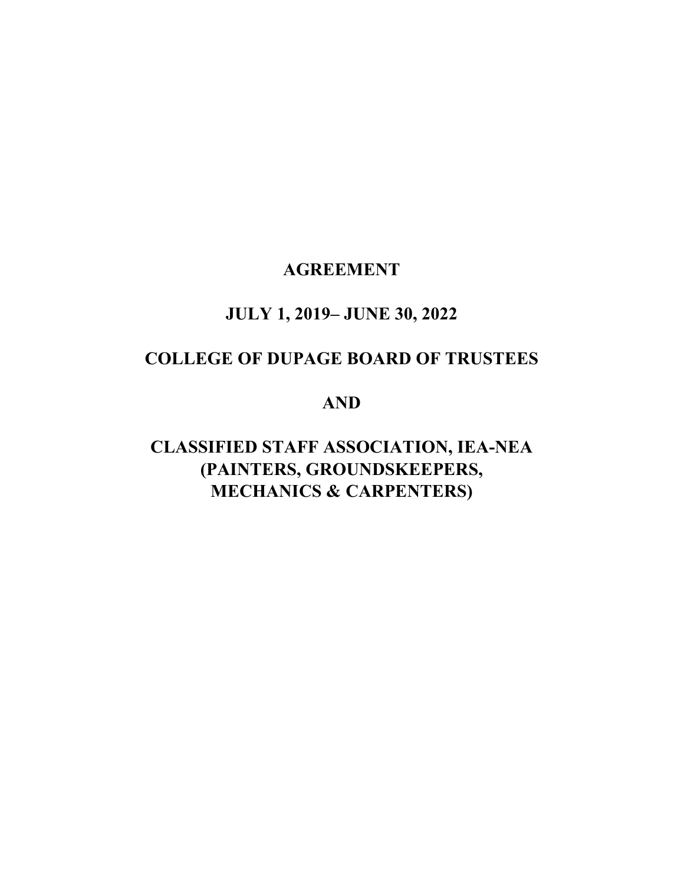# AGREEMENT

# JULY 1, 2019– JUNE 30, 2022

# COLLEGE OF DUPAGE BOARD OF TRUSTEES

# AND

# CLASSIFIED STAFF ASSOCIATION, IEA-NEA (PAINTERS, GROUNDSKEEPERS, MECHANICS & CARPENTERS)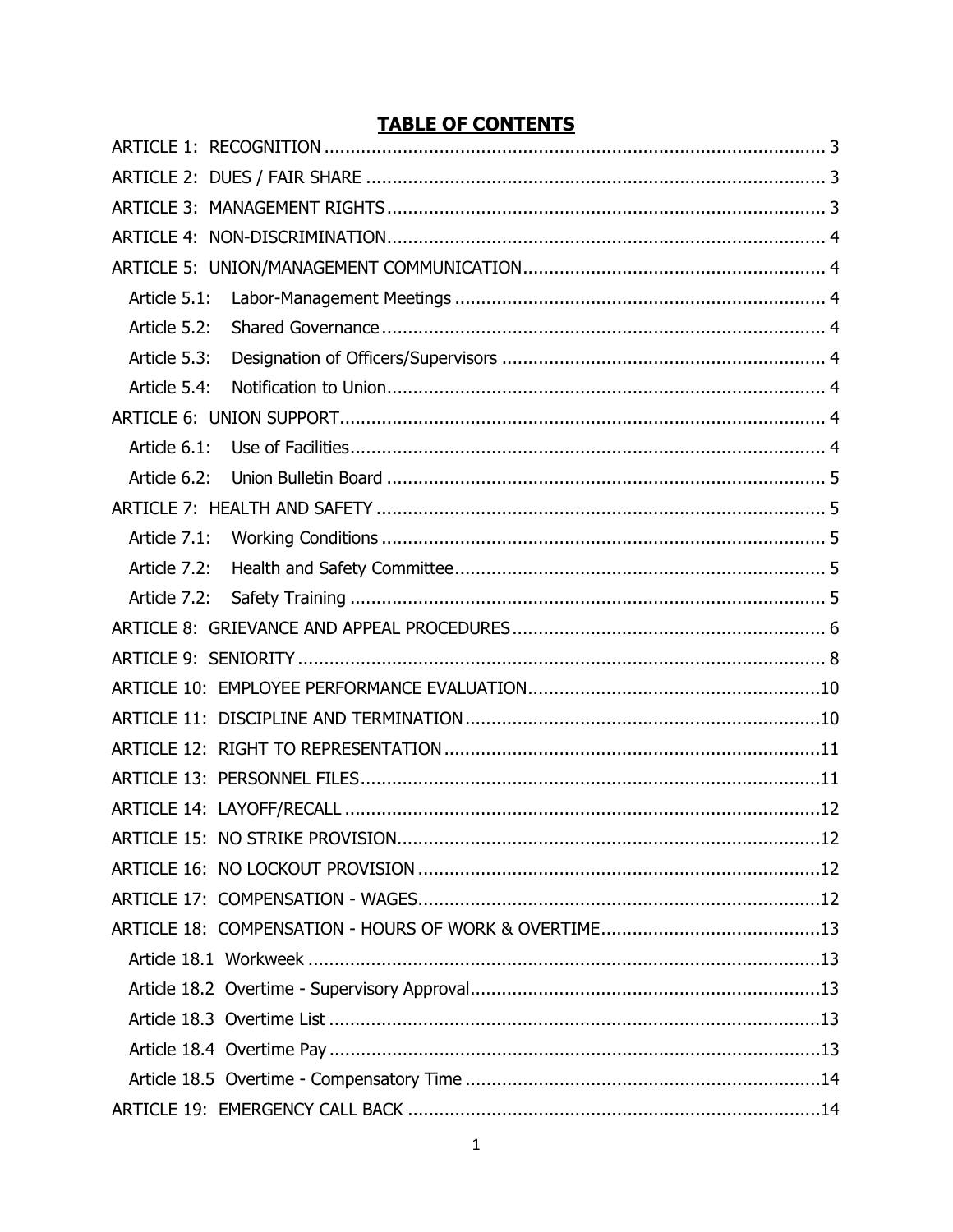## TABLE OF CONTENTS

ARTICLE 1: RECOGNITION ............................................................................................. 3
ARTICLE 2: DUES / FAIR SHARE ..................................................................................... 3
ARTICLE 3: MANAGEMENT RIGHTS ................................................................................ 3
ARTICLE 4: NON-DISCRIMINATION ................................................................................ 4
ARTICLE 5: UNION/MANAGEMENT COMMUNICATION ...................................................... 4
  Article 5.1: Labor-Management Meetings ...................................................................... 4
  Article 5.2: Shared Governance .................................................................................... 4
  Article 5.3: Designation of Officers/Supervisors ............................................................. 4
  Article 5.4: Notification to Union .................................................................................... 4
ARTICLE 6: UNION SUPPORT ........................................................................................... 4
  Article 6.1: Use of Facilities ........................................................................................... 4
  Article 6.2: Union Bulletin Board .................................................................................... 5
ARTICLE 7: HEALTH AND SAFETY .................................................................................... 5
  Article 7.1: Working Conditions ..................................................................................... 5
  Article 7.2: Health and Safety Committee ....................................................................... 5
  Article 7.2: Safety Training ........................................................................................... 5
ARTICLE 8: GRIEVANCE AND APPEAL PROCEDURES ........................................................ 6
ARTICLE 9: SENIORITY ..................................................................................................... 8
ARTICLE 10: EMPLOYEE PERFORMANCE EVALUATION .................................................... 10
ARTICLE 11: DISCIPLINE AND TERMINATION .................................................................. 10
ARTICLE 12: RIGHT TO REPRESENTATION ..................................................................... 11
ARTICLE 13: PERSONNEL FILES ...................................................................................... 11
ARTICLE 14: LAYOFF/RECALL .......................................................................................... 12
ARTICLE 15: NO STRIKE PROVISION ............................................................................... 12
ARTICLE 16: NO LOCKOUT PROVISION ............................................................................ 12
ARTICLE 17: COMPENSATION - WAGES ............................................................................ 12
ARTICLE 18: COMPENSATION - HOURS OF WORK & OVERTIME ......................................... 13
  Article 18.1 Workweek .................................................................................................. 13
  Article 18.2 Overtime - Supervisory Approval .................................................................. 13
  Article 18.3 Overtime List ............................................................................................. 13
  Article 18.4 Overtime Pay ............................................................................................. 13
  Article 18.5 Overtime - Compensatory Time .................................................................... 14
ARTICLE 19: EMERGENCY CALL BACK .............................................................................. 14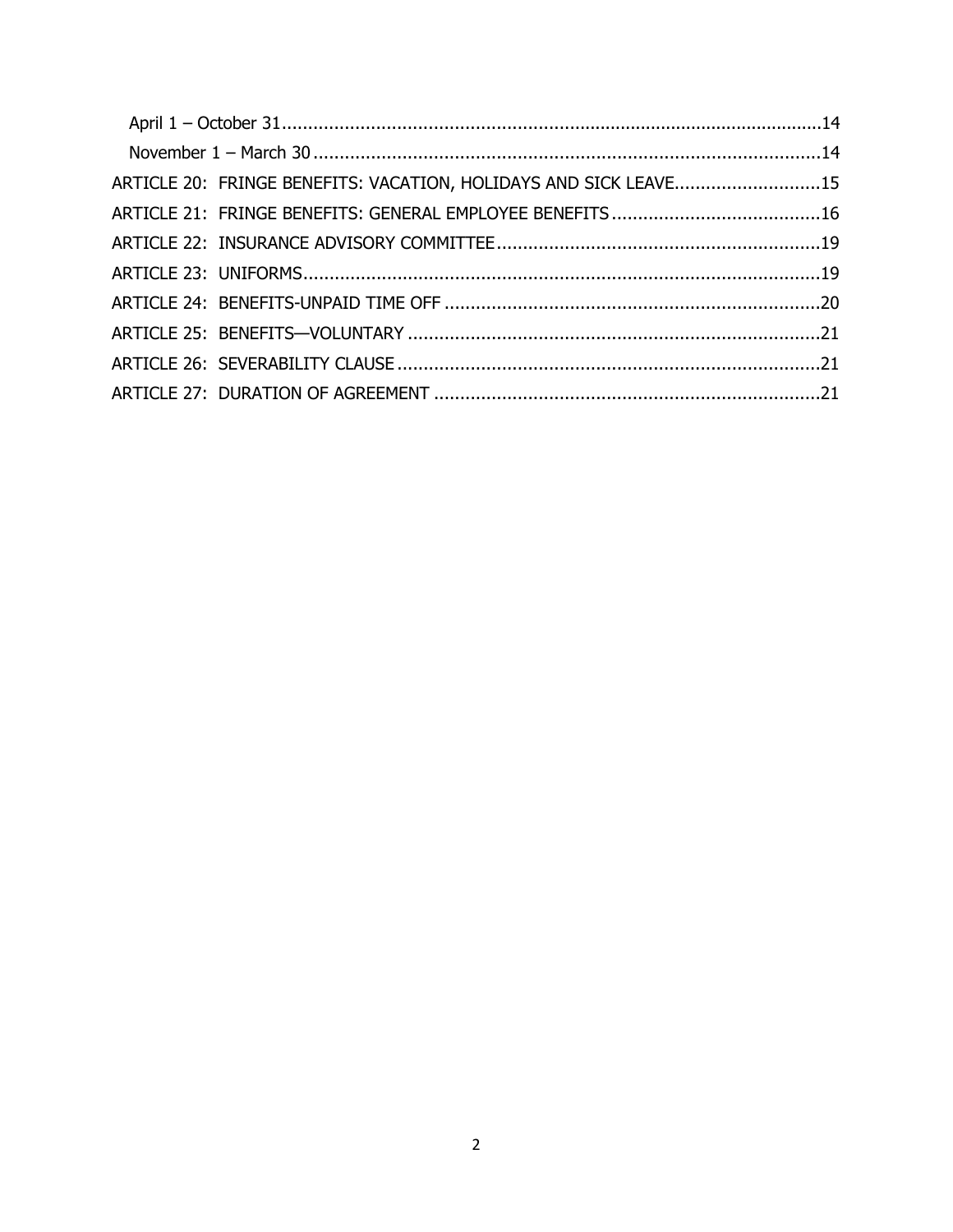April 1 – October 31 ..... 14
November 1 – March 30 ..... 14
ARTICLE 20: FRINGE BENEFITS: VACATION, HOLIDAYS AND SICK LEAVE ..... 15
ARTICLE 21: FRINGE BENEFITS: GENERAL EMPLOYEE BENEFITS ..... 16
ARTICLE 22: INSURANCE ADVISORY COMMITTEE ..... 19
ARTICLE 23: UNIFORMS ..... 19
ARTICLE 24: BENEFITS-UNPAID TIME OFF ..... 20
ARTICLE 25: BENEFITS—VOLUNTARY ..... 21
ARTICLE 26: SEVERABILITY CLAUSE ..... 21
ARTICLE 27: DURATION OF AGREEMENT ..... 21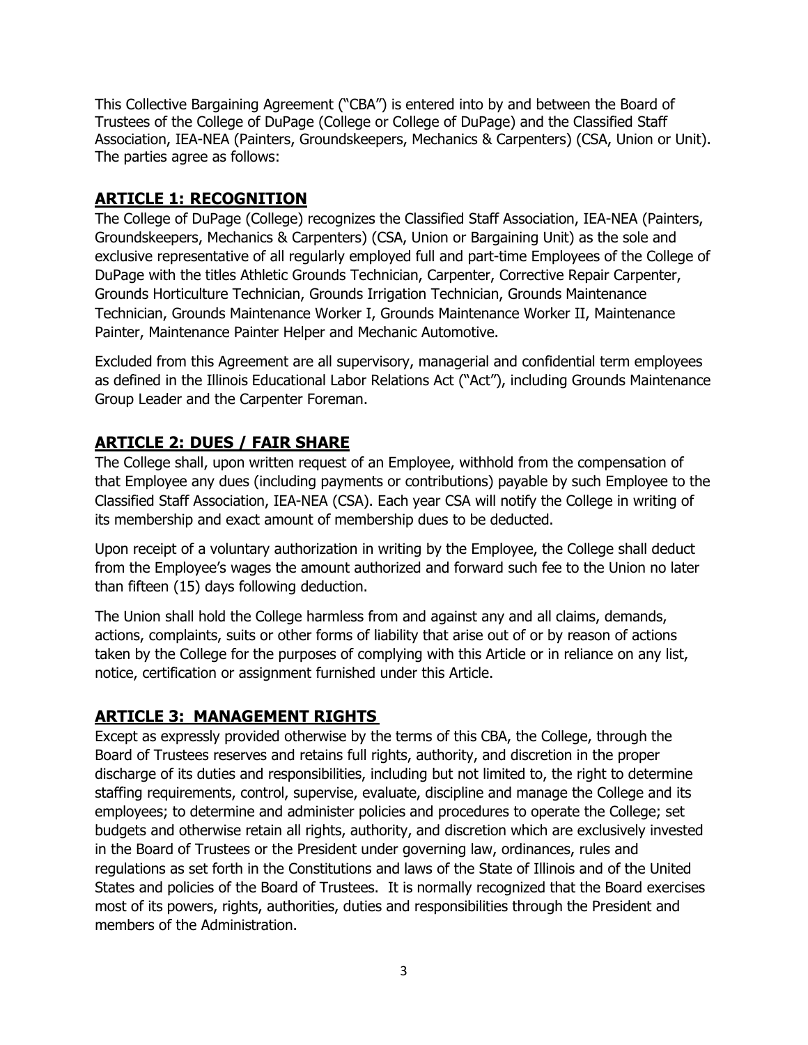This Collective Bargaining Agreement ("CBA") is entered into by and between the Board of Trustees of the College of DuPage (College or College of DuPage) and the Classified Staff Association, IEA-NEA (Painters, Groundskeepers, Mechanics & Carpenters) (CSA, Union or Unit). The parties agree as follows:

## ARTICLE 1: RECOGNITION

The College of DuPage (College) recognizes the Classified Staff Association, IEA-NEA (Painters, Groundskeepers, Mechanics & Carpenters) (CSA, Union or Bargaining Unit) as the sole and exclusive representative of all regularly employed full and part-time Employees of the College of DuPage with the titles Athletic Grounds Technician, Carpenter, Corrective Repair Carpenter, Grounds Horticulture Technician, Grounds Irrigation Technician, Grounds Maintenance Technician, Grounds Maintenance Worker I, Grounds Maintenance Worker II, Maintenance Painter, Maintenance Painter Helper and Mechanic Automotive.

Excluded from this Agreement are all supervisory, managerial and confidential term employees as defined in the Illinois Educational Labor Relations Act ("Act"), including Grounds Maintenance Group Leader and the Carpenter Foreman.

## ARTICLE 2: DUES / FAIR SHARE

The College shall, upon written request of an Employee, withhold from the compensation of that Employee any dues (including payments or contributions) payable by such Employee to the Classified Staff Association, IEA-NEA (CSA). Each year CSA will notify the College in writing of its membership and exact amount of membership dues to be deducted.

Upon receipt of a voluntary authorization in writing by the Employee, the College shall deduct from the Employee's wages the amount authorized and forward such fee to the Union no later than fifteen (15) days following deduction.

The Union shall hold the College harmless from and against any and all claims, demands, actions, complaints, suits or other forms of liability that arise out of or by reason of actions taken by the College for the purposes of complying with this Article or in reliance on any list, notice, certification or assignment furnished under this Article.

## ARTICLE 3: MANAGEMENT RIGHTS

Except as expressly provided otherwise by the terms of this CBA, the College, through the Board of Trustees reserves and retains full rights, authority, and discretion in the proper discharge of its duties and responsibilities, including but not limited to, the right to determine staffing requirements, control, supervise, evaluate, discipline and manage the College and its employees; to determine and administer policies and procedures to operate the College; set budgets and otherwise retain all rights, authority, and discretion which are exclusively invested in the Board of Trustees or the President under governing law, ordinances, rules and regulations as set forth in the Constitutions and laws of the State of Illinois and of the United States and policies of the Board of Trustees. It is normally recognized that the Board exercises most of its powers, rights, authorities, duties and responsibilities through the President and members of the Administration.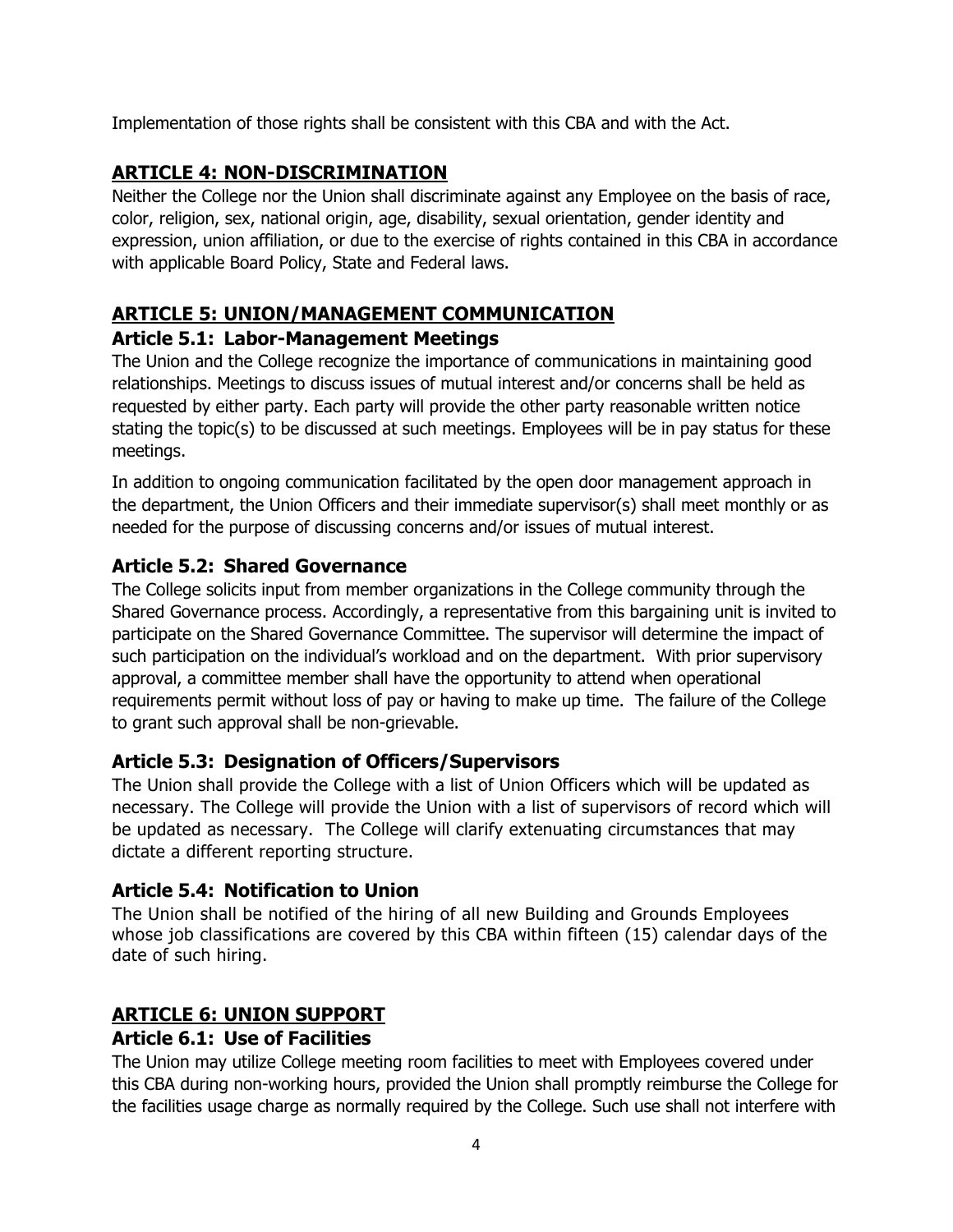Implementation of those rights shall be consistent with this CBA and with the Act.

## ARTICLE 4: NON-DISCRIMINATION

Neither the College nor the Union shall discriminate against any Employee on the basis of race, color, religion, sex, national origin, age, disability, sexual orientation, gender identity and expression, union affiliation, or due to the exercise of rights contained in this CBA in accordance with applicable Board Policy, State and Federal laws.

## ARTICLE 5: UNION/MANAGEMENT COMMUNICATION

### Article 5.1: Labor-Management Meetings

The Union and the College recognize the importance of communications in maintaining good relationships. Meetings to discuss issues of mutual interest and/or concerns shall be held as requested by either party. Each party will provide the other party reasonable written notice stating the topic(s) to be discussed at such meetings. Employees will be in pay status for these meetings.

In addition to ongoing communication facilitated by the open door management approach in the department, the Union Officers and their immediate supervisor(s) shall meet monthly or as needed for the purpose of discussing concerns and/or issues of mutual interest.

### Article 5.2: Shared Governance

The College solicits input from member organizations in the College community through the Shared Governance process. Accordingly, a representative from this bargaining unit is invited to participate on the Shared Governance Committee. The supervisor will determine the impact of such participation on the individual's workload and on the department. With prior supervisory approval, a committee member shall have the opportunity to attend when operational requirements permit without loss of pay or having to make up time. The failure of the College to grant such approval shall be non-grievable.

### Article 5.3: Designation of Officers/Supervisors

The Union shall provide the College with a list of Union Officers which will be updated as necessary. The College will provide the Union with a list of supervisors of record which will be updated as necessary. The College will clarify extenuating circumstances that may dictate a different reporting structure.

### Article 5.4: Notification to Union

The Union shall be notified of the hiring of all new Building and Grounds Employees whose job classifications are covered by this CBA within fifteen (15) calendar days of the date of such hiring.

## ARTICLE 6: UNION SUPPORT

### Article 6.1: Use of Facilities

The Union may utilize College meeting room facilities to meet with Employees covered under this CBA during non-working hours, provided the Union shall promptly reimburse the College for the facilities usage charge as normally required by the College. Such use shall not interfere with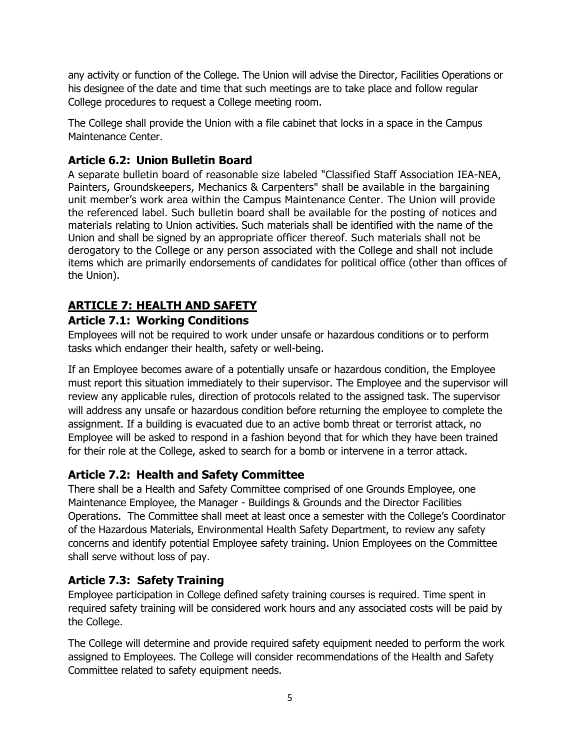any activity or function of the College. The Union will advise the Director, Facilities Operations or his designee of the date and time that such meetings are to take place and follow regular College procedures to request a College meeting room.

The College shall provide the Union with a file cabinet that locks in a space in the Campus Maintenance Center.

### Article 6.2: Union Bulletin Board

A separate bulletin board of reasonable size labeled "Classified Staff Association IEA-NEA, Painters, Groundskeepers, Mechanics & Carpenters" shall be available in the bargaining unit member's work area within the Campus Maintenance Center. The Union will provide the referenced label. Such bulletin board shall be available for the posting of notices and materials relating to Union activities. Such materials shall be identified with the name of the Union and shall be signed by an appropriate officer thereof. Such materials shall not be derogatory to the College or any person associated with the College and shall not include items which are primarily endorsements of candidates for political office (other than offices of the Union).

## ARTICLE 7: HEALTH AND SAFETY

### Article 7.1: Working Conditions

Employees will not be required to work under unsafe or hazardous conditions or to perform tasks which endanger their health, safety or well-being.

If an Employee becomes aware of a potentially unsafe or hazardous condition, the Employee must report this situation immediately to their supervisor. The Employee and the supervisor will review any applicable rules, direction of protocols related to the assigned task. The supervisor will address any unsafe or hazardous condition before returning the employee to complete the assignment. If a building is evacuated due to an active bomb threat or terrorist attack, no Employee will be asked to respond in a fashion beyond that for which they have been trained for their role at the College, asked to search for a bomb or intervene in a terror attack.

### Article 7.2: Health and Safety Committee

There shall be a Health and Safety Committee comprised of one Grounds Employee, one Maintenance Employee, the Manager - Buildings & Grounds and the Director Facilities Operations. The Committee shall meet at least once a semester with the College's Coordinator of the Hazardous Materials, Environmental Health Safety Department, to review any safety concerns and identify potential Employee safety training. Union Employees on the Committee shall serve without loss of pay.

### Article 7.3: Safety Training

Employee participation in College defined safety training courses is required. Time spent in required safety training will be considered work hours and any associated costs will be paid by the College.

The College will determine and provide required safety equipment needed to perform the work assigned to Employees. The College will consider recommendations of the Health and Safety Committee related to safety equipment needs.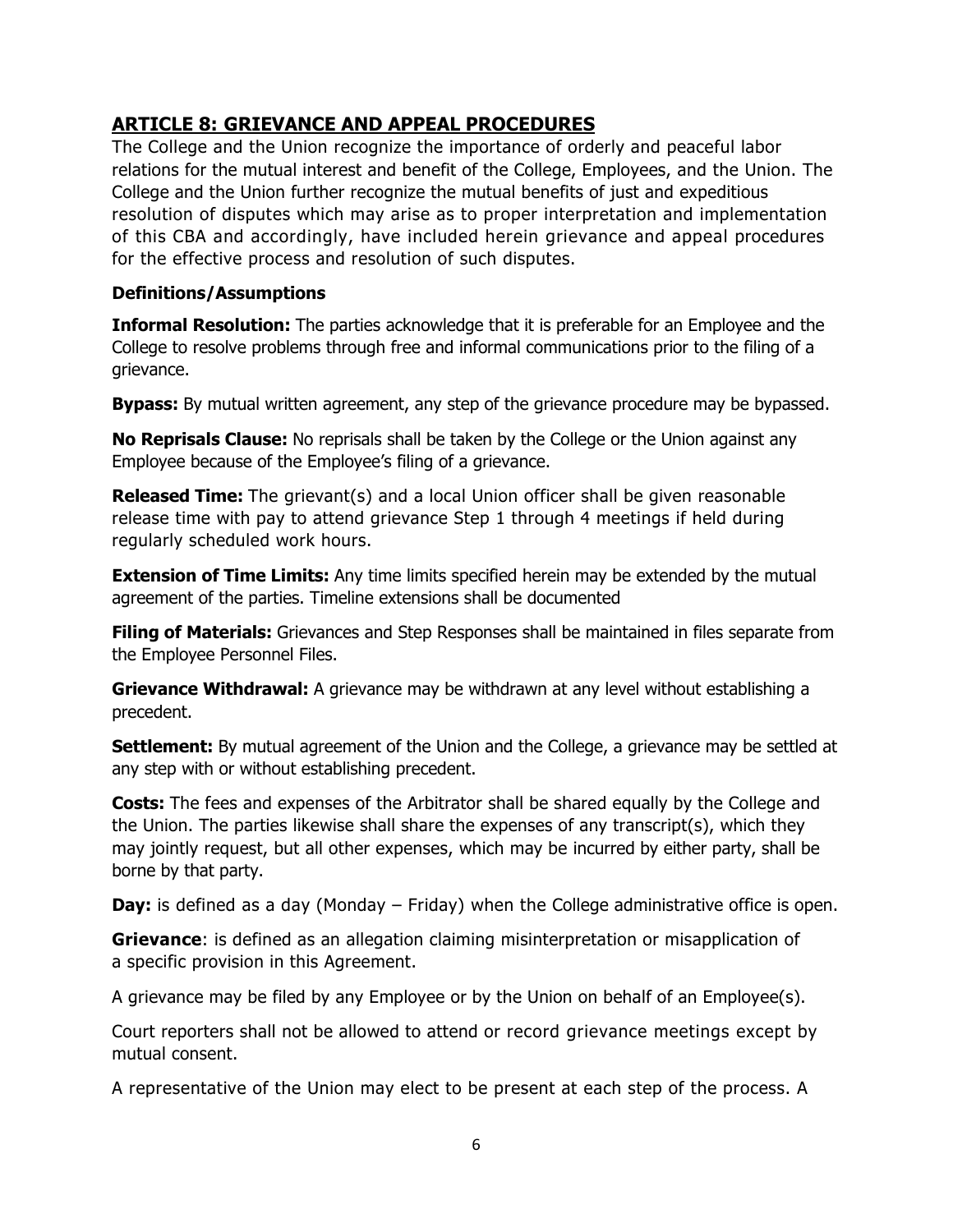## ARTICLE 8: GRIEVANCE AND APPEAL PROCEDURES

The College and the Union recognize the importance of orderly and peaceful labor relations for the mutual interest and benefit of the College, Employees, and the Union. The College and the Union further recognize the mutual benefits of just and expeditious resolution of disputes which may arise as to proper interpretation and implementation of this CBA and accordingly, have included herein grievance and appeal procedures for the effective process and resolution of such disputes.

### Definitions/Assumptions

**Informal Resolution:** The parties acknowledge that it is preferable for an Employee and the College to resolve problems through free and informal communications prior to the filing of a grievance.

**Bypass:** By mutual written agreement, any step of the grievance procedure may be bypassed.

**No Reprisals Clause:** No reprisals shall be taken by the College or the Union against any Employee because of the Employee's filing of a grievance.

**Released Time:** The grievant(s) and a local Union officer shall be given reasonable release time with pay to attend grievance Step 1 through 4 meetings if held during regularly scheduled work hours.

**Extension of Time Limits:** Any time limits specified herein may be extended by the mutual agreement of the parties. Timeline extensions shall be documented

**Filing of Materials:** Grievances and Step Responses shall be maintained in files separate from the Employee Personnel Files.

**Grievance Withdrawal:** A grievance may be withdrawn at any level without establishing a precedent.

**Settlement:** By mutual agreement of the Union and the College, a grievance may be settled at any step with or without establishing precedent.

**Costs:** The fees and expenses of the Arbitrator shall be shared equally by the College and the Union. The parties likewise shall share the expenses of any transcript(s), which they may jointly request, but all other expenses, which may be incurred by either party, shall be borne by that party.

**Day:** is defined as a day (Monday – Friday) when the College administrative office is open.

**Grievance**: is defined as an allegation claiming misinterpretation or misapplication of a specific provision in this Agreement.

A grievance may be filed by any Employee or by the Union on behalf of an Employee(s).

Court reporters shall not be allowed to attend or record grievance meetings except by mutual consent.

A representative of the Union may elect to be present at each step of the process. A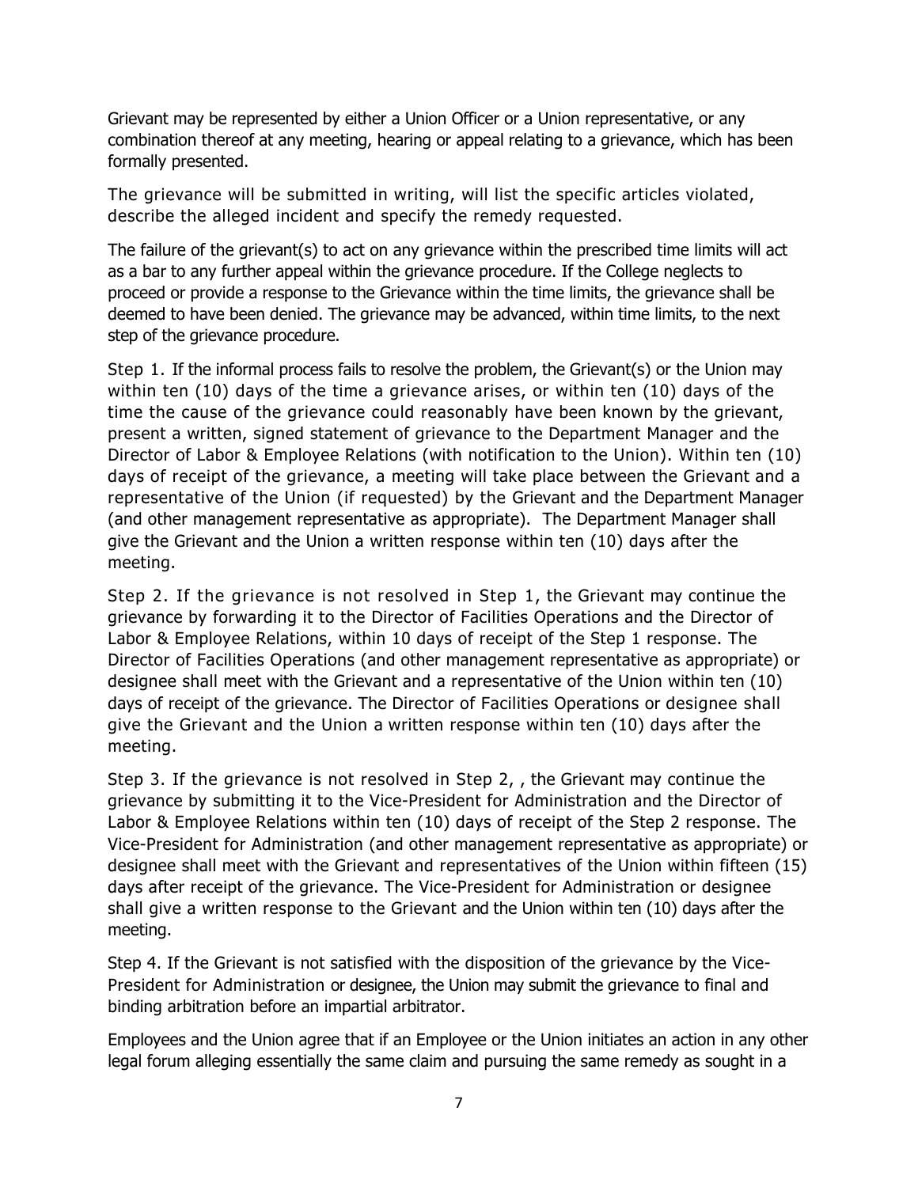Grievant may be represented by either a Union Officer or a Union representative, or any combination thereof at any meeting, hearing or appeal relating to a grievance, which has been formally presented.

The grievance will be submitted in writing, will list the specific articles violated, describe the alleged incident and specify the remedy requested.

The failure of the grievant(s) to act on any grievance within the prescribed time limits will act as a bar to any further appeal within the grievance procedure. If the College neglects to proceed or provide a response to the Grievance within the time limits, the grievance shall be deemed to have been denied. The grievance may be advanced, within time limits, to the next step of the grievance procedure.

Step 1. If the informal process fails to resolve the problem, the Grievant(s) or the Union may within ten (10) days of the time a grievance arises, or within ten (10) days of the time the cause of the grievance could reasonably have been known by the grievant, present a written, signed statement of grievance to the Department Manager and the Director of Labor & Employee Relations (with notification to the Union). Within ten (10) days of receipt of the grievance, a meeting will take place between the Grievant and a representative of the Union (if requested) by the Grievant and the Department Manager (and other management representative as appropriate). The Department Manager shall give the Grievant and the Union a written response within ten (10) days after the meeting.

Step 2. If the grievance is not resolved in Step 1, the Grievant may continue the grievance by forwarding it to the Director of Facilities Operations and the Director of Labor & Employee Relations, within 10 days of receipt of the Step 1 response. The Director of Facilities Operations (and other management representative as appropriate) or designee shall meet with the Grievant and a representative of the Union within ten (10) days of receipt of the grievance. The Director of Facilities Operations or designee shall give the Grievant and the Union a written response within ten (10) days after the meeting.

Step 3. If the grievance is not resolved in Step 2, , the Grievant may continue the grievance by submitting it to the Vice-President for Administration and the Director of Labor & Employee Relations within ten (10) days of receipt of the Step 2 response. The Vice-President for Administration (and other management representative as appropriate) or designee shall meet with the Grievant and representatives of the Union within fifteen (15) days after receipt of the grievance. The Vice-President for Administration or designee shall give a written response to the Grievant and the Union within ten (10) days after the meeting.

Step 4. If the Grievant is not satisfied with the disposition of the grievance by the Vice-President for Administration or designee, the Union may submit the grievance to final and binding arbitration before an impartial arbitrator.

Employees and the Union agree that if an Employee or the Union initiates an action in any other legal forum alleging essentially the same claim and pursuing the same remedy as sought in a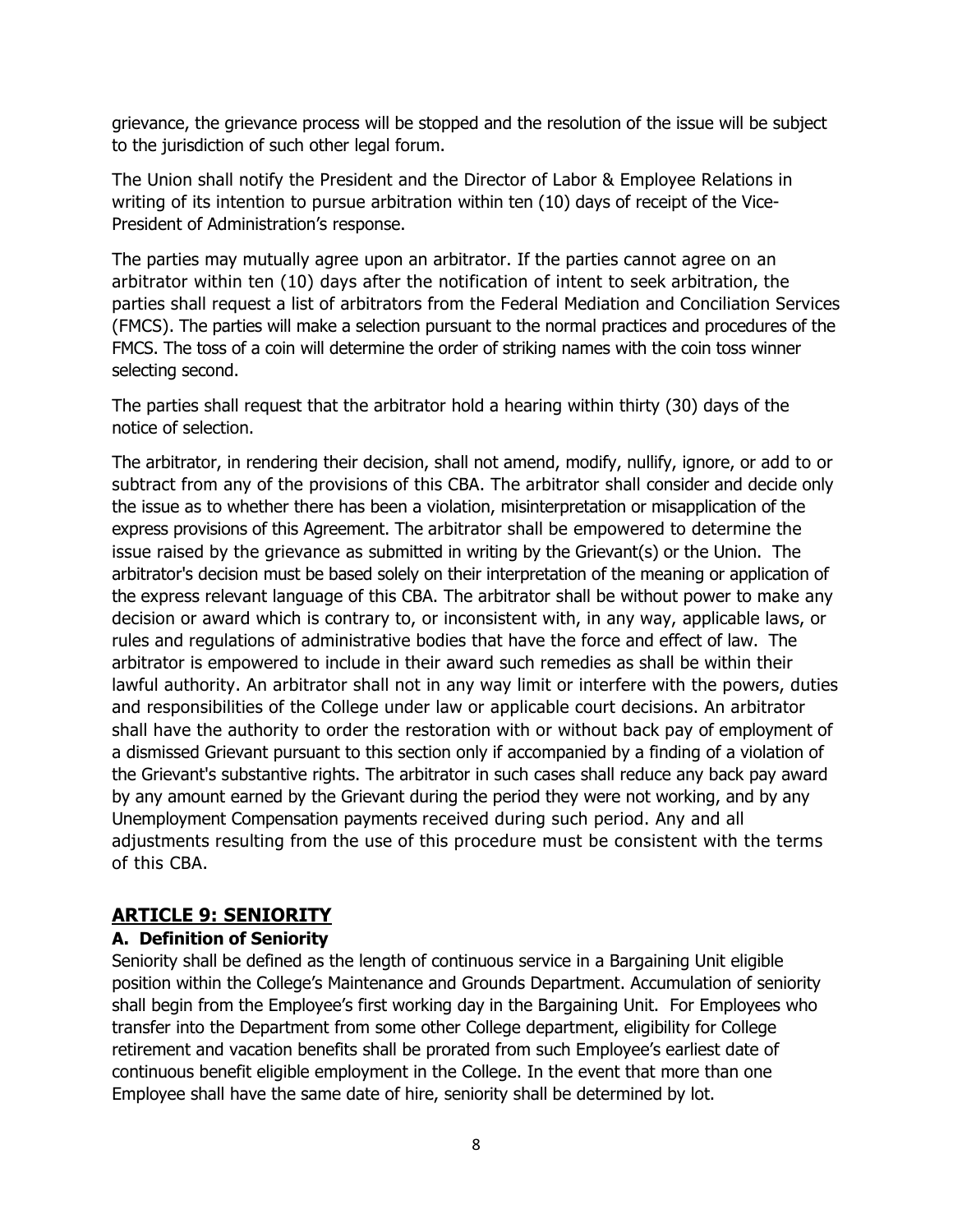grievance, the grievance process will be stopped and the resolution of the issue will be subject to the jurisdiction of such other legal forum.

The Union shall notify the President and the Director of Labor & Employee Relations in writing of its intention to pursue arbitration within ten (10) days of receipt of the Vice-President of Administration's response.

The parties may mutually agree upon an arbitrator. If the parties cannot agree on an arbitrator within ten (10) days after the notification of intent to seek arbitration, the parties shall request a list of arbitrators from the Federal Mediation and Conciliation Services (FMCS). The parties will make a selection pursuant to the normal practices and procedures of the FMCS. The toss of a coin will determine the order of striking names with the coin toss winner selecting second.

The parties shall request that the arbitrator hold a hearing within thirty (30) days of the notice of selection.

The arbitrator, in rendering their decision, shall not amend, modify, nullify, ignore, or add to or subtract from any of the provisions of this CBA. The arbitrator shall consider and decide only the issue as to whether there has been a violation, misinterpretation or misapplication of the express provisions of this Agreement. The arbitrator shall be empowered to determine the issue raised by the grievance as submitted in writing by the Grievant(s) or the Union. The arbitrator's decision must be based solely on their interpretation of the meaning or application of the express relevant language of this CBA. The arbitrator shall be without power to make any decision or award which is contrary to, or inconsistent with, in any way, applicable laws, or rules and regulations of administrative bodies that have the force and effect of law. The arbitrator is empowered to include in their award such remedies as shall be within their lawful authority. An arbitrator shall not in any way limit or interfere with the powers, duties and responsibilities of the College under law or applicable court decisions. An arbitrator shall have the authority to order the restoration with or without back pay of employment of a dismissed Grievant pursuant to this section only if accompanied by a finding of a violation of the Grievant's substantive rights. The arbitrator in such cases shall reduce any back pay award by any amount earned by the Grievant during the period they were not working, and by any Unemployment Compensation payments received during such period. Any and all adjustments resulting from the use of this procedure must be consistent with the terms of this CBA.

## ARTICLE 9: SENIORITY

### A. Definition of Seniority

Seniority shall be defined as the length of continuous service in a Bargaining Unit eligible position within the College's Maintenance and Grounds Department. Accumulation of seniority shall begin from the Employee's first working day in the Bargaining Unit. For Employees who transfer into the Department from some other College department, eligibility for College retirement and vacation benefits shall be prorated from such Employee's earliest date of continuous benefit eligible employment in the College. In the event that more than one Employee shall have the same date of hire, seniority shall be determined by lot.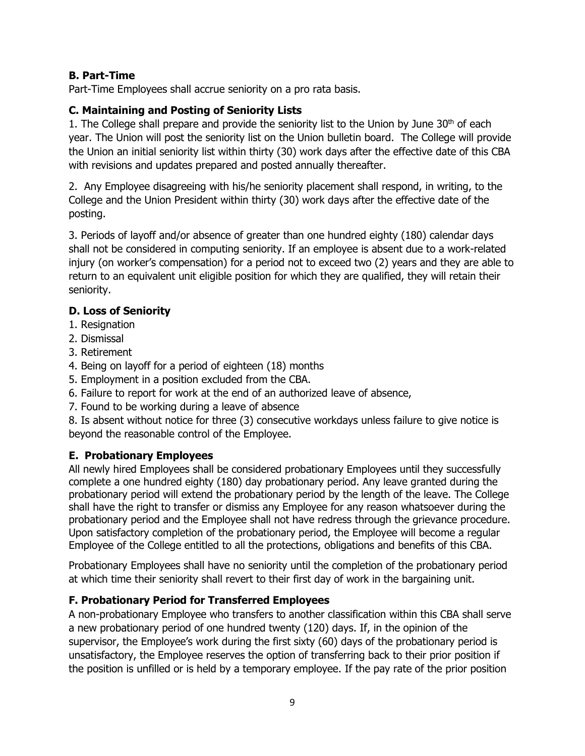### B. Part-Time

Part-Time Employees shall accrue seniority on a pro rata basis.

### C. Maintaining and Posting of Seniority Lists

1. The College shall prepare and provide the seniority list to the Union by June 30th of each year. The Union will post the seniority list on the Union bulletin board. The College will provide the Union an initial seniority list within thirty (30) work days after the effective date of this CBA with revisions and updates prepared and posted annually thereafter.

2. Any Employee disagreeing with his/he seniority placement shall respond, in writing, to the College and the Union President within thirty (30) work days after the effective date of the posting.

3. Periods of layoff and/or absence of greater than one hundred eighty (180) calendar days shall not be considered in computing seniority. If an employee is absent due to a work-related injury (on worker's compensation) for a period not to exceed two (2) years and they are able to return to an equivalent unit eligible position for which they are qualified, they will retain their seniority.

### D. Loss of Seniority

1. Resignation
2. Dismissal
3. Retirement
4. Being on layoff for a period of eighteen (18) months
5. Employment in a position excluded from the CBA.
6. Failure to report for work at the end of an authorized leave of absence,
7. Found to be working during a leave of absence
8. Is absent without notice for three (3) consecutive workdays unless failure to give notice is beyond the reasonable control of the Employee.

### E. Probationary Employees

All newly hired Employees shall be considered probationary Employees until they successfully complete a one hundred eighty (180) day probationary period. Any leave granted during the probationary period will extend the probationary period by the length of the leave. The College shall have the right to transfer or dismiss any Employee for any reason whatsoever during the probationary period and the Employee shall not have redress through the grievance procedure. Upon satisfactory completion of the probationary period, the Employee will become a regular Employee of the College entitled to all the protections, obligations and benefits of this CBA.

Probationary Employees shall have no seniority until the completion of the probationary period at which time their seniority shall revert to their first day of work in the bargaining unit.

### F. Probationary Period for Transferred Employees

A non-probationary Employee who transfers to another classification within this CBA shall serve a new probationary period of one hundred twenty (120) days. If, in the opinion of the supervisor, the Employee's work during the first sixty (60) days of the probationary period is unsatisfactory, the Employee reserves the option of transferring back to their prior position if the position is unfilled or is held by a temporary employee. If the pay rate of the prior position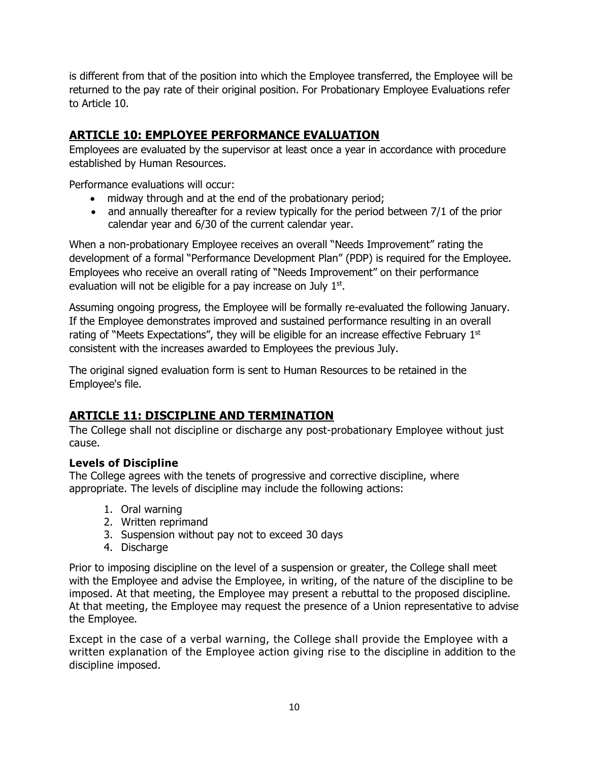is different from that of the position into which the Employee transferred, the Employee will be returned to the pay rate of their original position. For Probationary Employee Evaluations refer to Article 10.

## ARTICLE 10: EMPLOYEE PERFORMANCE EVALUATION

Employees are evaluated by the supervisor at least once a year in accordance with procedure established by Human Resources.

Performance evaluations will occur:

- midway through and at the end of the probationary period;
- and annually thereafter for a review typically for the period between 7/1 of the prior calendar year and 6/30 of the current calendar year.

When a non-probationary Employee receives an overall "Needs Improvement" rating the development of a formal "Performance Development Plan" (PDP) is required for the Employee. Employees who receive an overall rating of "Needs Improvement" on their performance evaluation will not be eligible for a pay increase on July 1st.

Assuming ongoing progress, the Employee will be formally re-evaluated the following January. If the Employee demonstrates improved and sustained performance resulting in an overall rating of "Meets Expectations", they will be eligible for an increase effective February 1st consistent with the increases awarded to Employees the previous July.

The original signed evaluation form is sent to Human Resources to be retained in the Employee's file.

## ARTICLE 11: DISCIPLINE AND TERMINATION

The College shall not discipline or discharge any post-probationary Employee without just cause.

### Levels of Discipline

The College agrees with the tenets of progressive and corrective discipline, where appropriate. The levels of discipline may include the following actions:

1. Oral warning
2. Written reprimand
3. Suspension without pay not to exceed 30 days
4. Discharge

Prior to imposing discipline on the level of a suspension or greater, the College shall meet with the Employee and advise the Employee, in writing, of the nature of the discipline to be imposed. At that meeting, the Employee may present a rebuttal to the proposed discipline. At that meeting, the Employee may request the presence of a Union representative to advise the Employee.

Except in the case of a verbal warning, the College shall provide the Employee with a written explanation of the Employee action giving rise to the discipline in addition to the discipline imposed.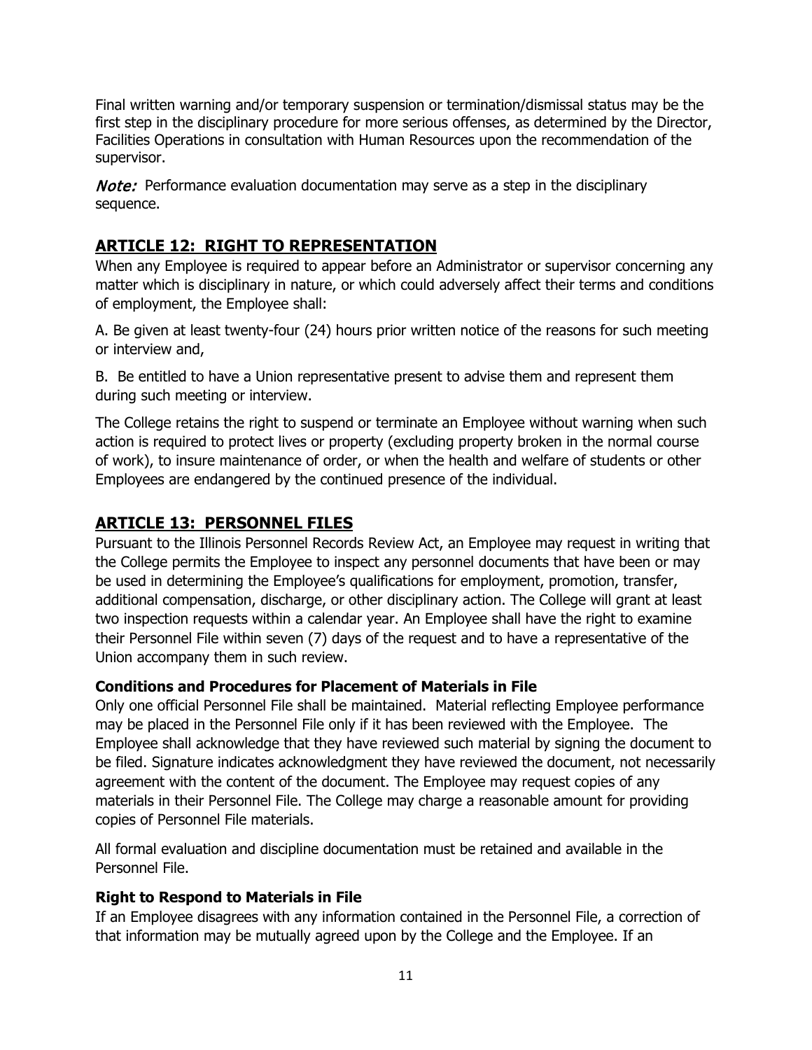Final written warning and/or temporary suspension or termination/dismissal status may be the first step in the disciplinary procedure for more serious offenses, as determined by the Director, Facilities Operations in consultation with Human Resources upon the recommendation of the supervisor.

***Note:*** Performance evaluation documentation may serve as a step in the disciplinary sequence.

## ARTICLE 12: RIGHT TO REPRESENTATION

When any Employee is required to appear before an Administrator or supervisor concerning any matter which is disciplinary in nature, or which could adversely affect their terms and conditions of employment, the Employee shall:

A. Be given at least twenty-four (24) hours prior written notice of the reasons for such meeting or interview and,

B. Be entitled to have a Union representative present to advise them and represent them during such meeting or interview.

The College retains the right to suspend or terminate an Employee without warning when such action is required to protect lives or property (excluding property broken in the normal course of work), to insure maintenance of order, or when the health and welfare of students or other Employees are endangered by the continued presence of the individual.

## ARTICLE 13: PERSONNEL FILES

Pursuant to the Illinois Personnel Records Review Act, an Employee may request in writing that the College permits the Employee to inspect any personnel documents that have been or may be used in determining the Employee's qualifications for employment, promotion, transfer, additional compensation, discharge, or other disciplinary action. The College will grant at least two inspection requests within a calendar year. An Employee shall have the right to examine their Personnel File within seven (7) days of the request and to have a representative of the Union accompany them in such review.

### Conditions and Procedures for Placement of Materials in File

Only one official Personnel File shall be maintained. Material reflecting Employee performance may be placed in the Personnel File only if it has been reviewed with the Employee. The Employee shall acknowledge that they have reviewed such material by signing the document to be filed. Signature indicates acknowledgment they have reviewed the document, not necessarily agreement with the content of the document. The Employee may request copies of any materials in their Personnel File. The College may charge a reasonable amount for providing copies of Personnel File materials.

All formal evaluation and discipline documentation must be retained and available in the Personnel File.

### Right to Respond to Materials in File

If an Employee disagrees with any information contained in the Personnel File, a correction of that information may be mutually agreed upon by the College and the Employee. If an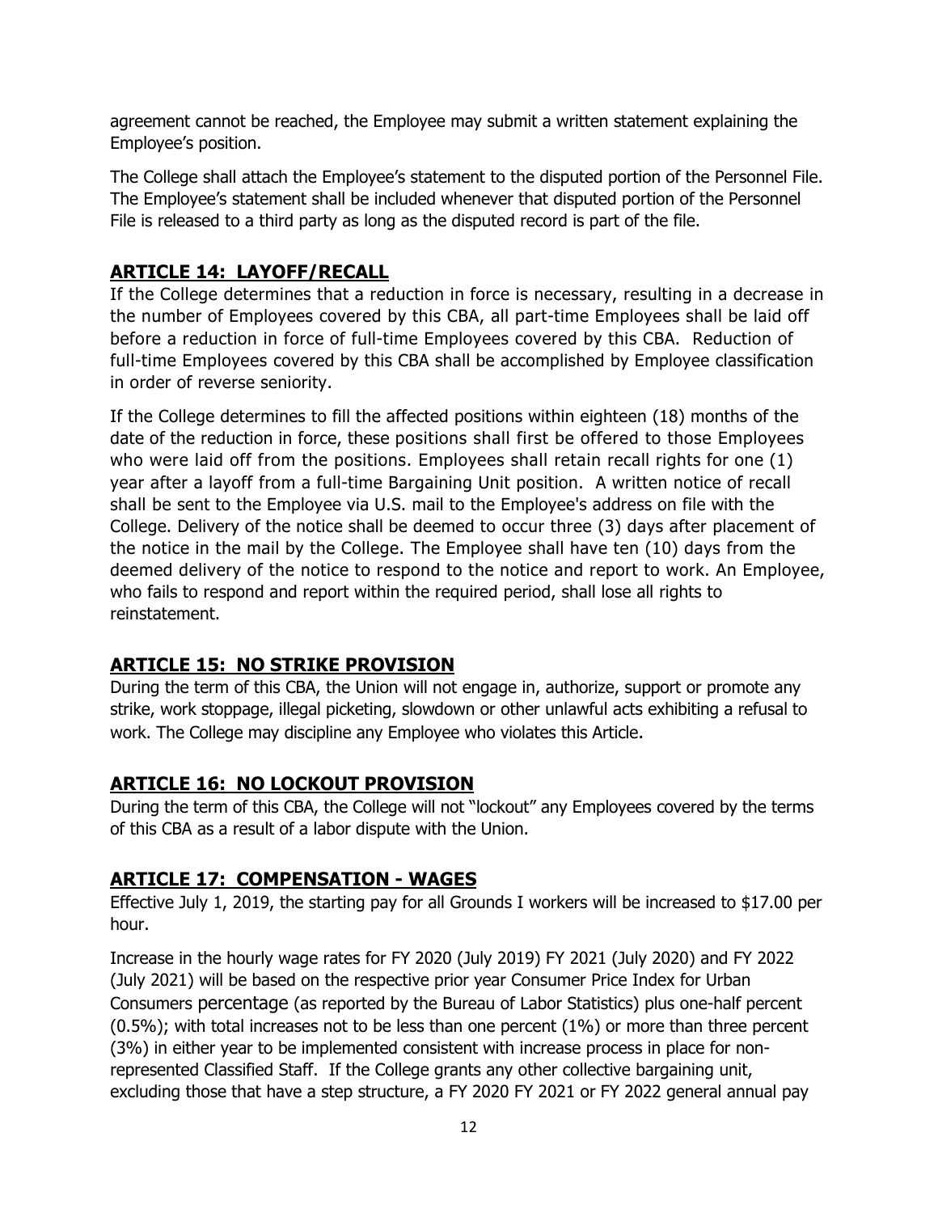agreement cannot be reached, the Employee may submit a written statement explaining the Employee's position.

The College shall attach the Employee's statement to the disputed portion of the Personnel File. The Employee's statement shall be included whenever that disputed portion of the Personnel File is released to a third party as long as the disputed record is part of the file.

## ARTICLE 14: LAYOFF/RECALL

If the College determines that a reduction in force is necessary, resulting in a decrease in the number of Employees covered by this CBA, all part-time Employees shall be laid off before a reduction in force of full-time Employees covered by this CBA. Reduction of full-time Employees covered by this CBA shall be accomplished by Employee classification in order of reverse seniority.

If the College determines to fill the affected positions within eighteen (18) months of the date of the reduction in force, these positions shall first be offered to those Employees who were laid off from the positions. Employees shall retain recall rights for one (1) year after a layoff from a full-time Bargaining Unit position. A written notice of recall shall be sent to the Employee via U.S. mail to the Employee's address on file with the College. Delivery of the notice shall be deemed to occur three (3) days after placement of the notice in the mail by the College. The Employee shall have ten (10) days from the deemed delivery of the notice to respond to the notice and report to work. An Employee, who fails to respond and report within the required period, shall lose all rights to reinstatement.

## ARTICLE 15: NO STRIKE PROVISION

During the term of this CBA, the Union will not engage in, authorize, support or promote any strike, work stoppage, illegal picketing, slowdown or other unlawful acts exhibiting a refusal to work. The College may discipline any Employee who violates this Article.

## ARTICLE 16: NO LOCKOUT PROVISION

During the term of this CBA, the College will not "lockout" any Employees covered by the terms of this CBA as a result of a labor dispute with the Union.

## ARTICLE 17: COMPENSATION - WAGES

Effective July 1, 2019, the starting pay for all Grounds I workers will be increased to $17.00 per hour.

Increase in the hourly wage rates for FY 2020 (July 2019) FY 2021 (July 2020) and FY 2022 (July 2021) will be based on the respective prior year Consumer Price Index for Urban Consumers percentage (as reported by the Bureau of Labor Statistics) plus one-half percent (0.5%); with total increases not to be less than one percent (1%) or more than three percent (3%) in either year to be implemented consistent with increase process in place for non-represented Classified Staff. If the College grants any other collective bargaining unit, excluding those that have a step structure, a FY 2020 FY 2021 or FY 2022 general annual pay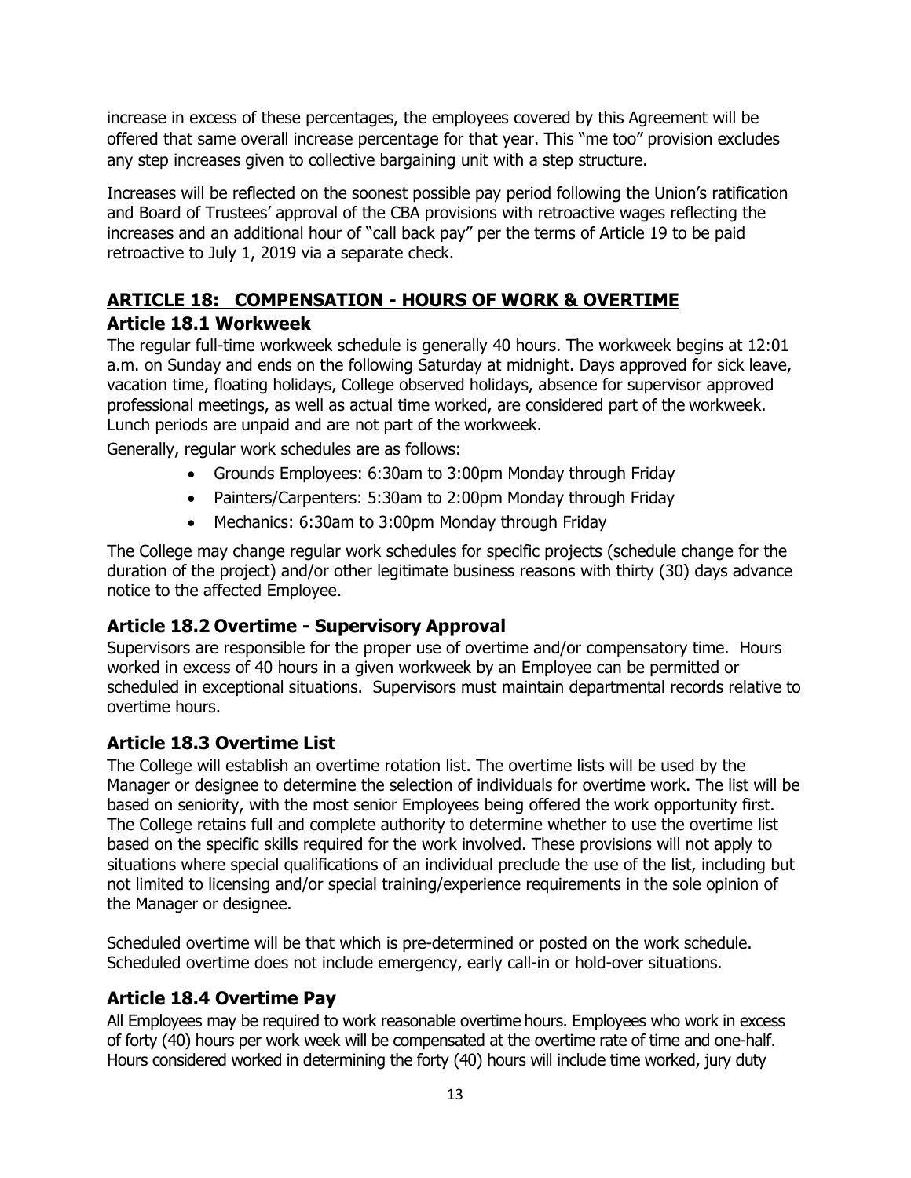increase in excess of these percentages, the employees covered by this Agreement will be offered that same overall increase percentage for that year. This "me too" provision excludes any step increases given to collective bargaining unit with a step structure.

Increases will be reflected on the soonest possible pay period following the Union's ratification and Board of Trustees' approval of the CBA provisions with retroactive wages reflecting the increases and an additional hour of "call back pay" per the terms of Article 19 to be paid retroactive to July 1, 2019 via a separate check.

## ARTICLE 18: COMPENSATION - HOURS OF WORK & OVERTIME

### Article 18.1 Workweek

The regular full-time workweek schedule is generally 40 hours. The workweek begins at 12:01 a.m. on Sunday and ends on the following Saturday at midnight. Days approved for sick leave, vacation time, floating holidays, College observed holidays, absence for supervisor approved professional meetings, as well as actual time worked, are considered part of the workweek. Lunch periods are unpaid and are not part of the workweek.

Generally, regular work schedules are as follows:

- Grounds Employees: 6:30am to 3:00pm Monday through Friday
- Painters/Carpenters: 5:30am to 2:00pm Monday through Friday
- Mechanics: 6:30am to 3:00pm Monday through Friday

The College may change regular work schedules for specific projects (schedule change for the duration of the project) and/or other legitimate business reasons with thirty (30) days advance notice to the affected Employee.

### Article 18.2 Overtime - Supervisory Approval

Supervisors are responsible for the proper use of overtime and/or compensatory time. Hours worked in excess of 40 hours in a given workweek by an Employee can be permitted or scheduled in exceptional situations. Supervisors must maintain departmental records relative to overtime hours.

### Article 18.3 Overtime List

The College will establish an overtime rotation list. The overtime lists will be used by the Manager or designee to determine the selection of individuals for overtime work. The list will be based on seniority, with the most senior Employees being offered the work opportunity first. The College retains full and complete authority to determine whether to use the overtime list based on the specific skills required for the work involved. These provisions will not apply to situations where special qualifications of an individual preclude the use of the list, including but not limited to licensing and/or special training/experience requirements in the sole opinion of the Manager or designee.

Scheduled overtime will be that which is pre-determined or posted on the work schedule. Scheduled overtime does not include emergency, early call-in or hold-over situations.

### Article 18.4 Overtime Pay

All Employees may be required to work reasonable overtime hours. Employees who work in excess of forty (40) hours per work week will be compensated at the overtime rate of time and one-half. Hours considered worked in determining the forty (40) hours will include time worked, jury duty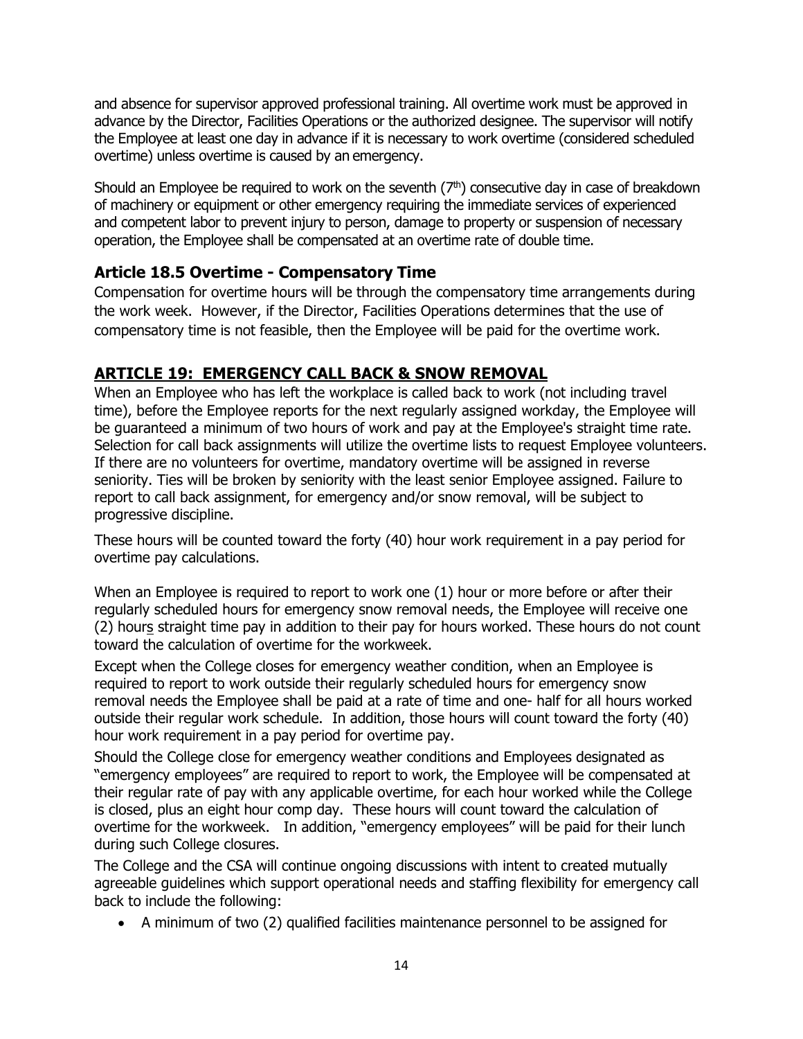and absence for supervisor approved professional training. All overtime work must be approved in advance by the Director, Facilities Operations or the authorized designee. The supervisor will notify the Employee at least one day in advance if it is necessary to work overtime (considered scheduled overtime) unless overtime is caused by an emergency.

Should an Employee be required to work on the seventh (7th) consecutive day in case of breakdown of machinery or equipment or other emergency requiring the immediate services of experienced and competent labor to prevent injury to person, damage to property or suspension of necessary operation, the Employee shall be compensated at an overtime rate of double time.

### Article 18.5 Overtime - Compensatory Time

Compensation for overtime hours will be through the compensatory time arrangements during the work week. However, if the Director, Facilities Operations determines that the use of compensatory time is not feasible, then the Employee will be paid for the overtime work.

## ARTICLE 19: EMERGENCY CALL BACK & SNOW REMOVAL

When an Employee who has left the workplace is called back to work (not including travel time), before the Employee reports for the next regularly assigned workday, the Employee will be guaranteed a minimum of two hours of work and pay at the Employee's straight time rate. Selection for call back assignments will utilize the overtime lists to request Employee volunteers. If there are no volunteers for overtime, mandatory overtime will be assigned in reverse seniority. Ties will be broken by seniority with the least senior Employee assigned. Failure to report to call back assignment, for emergency and/or snow removal, will be subject to progressive discipline.

These hours will be counted toward the forty (40) hour work requirement in a pay period for overtime pay calculations.

When an Employee is required to report to work one (1) hour or more before or after their regularly scheduled hours for emergency snow removal needs, the Employee will receive one (2) hours straight time pay in addition to their pay for hours worked. These hours do not count toward the calculation of overtime for the workweek.

Except when the College closes for emergency weather condition, when an Employee is required to report to work outside their regularly scheduled hours for emergency snow removal needs the Employee shall be paid at a rate of time and one- half for all hours worked outside their regular work schedule. In addition, those hours will count toward the forty (40) hour work requirement in a pay period for overtime pay.

Should the College close for emergency weather conditions and Employees designated as "emergency employees" are required to report to work, the Employee will be compensated at their regular rate of pay with any applicable overtime, for each hour worked while the College is closed, plus an eight hour comp day. These hours will count toward the calculation of overtime for the workweek. In addition, "emergency employees" will be paid for their lunch during such College closures.

The College and the CSA will continue ongoing discussions with intent to created mutually agreeable guidelines which support operational needs and staffing flexibility for emergency call back to include the following:

- A minimum of two (2) qualified facilities maintenance personnel to be assigned for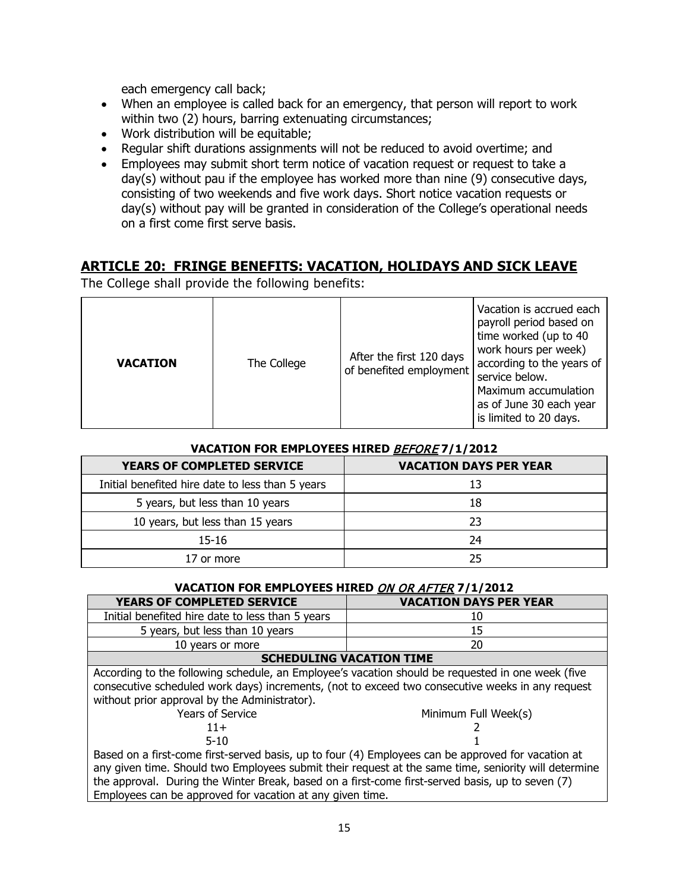each emergency call back;

- When an employee is called back for an emergency, that person will report to work within two (2) hours, barring extenuating circumstances;
- Work distribution will be equitable;
- Regular shift durations assignments will not be reduced to avoid overtime; and
- Employees may submit short term notice of vacation request or request to take a day(s) without pau if the employee has worked more than nine (9) consecutive days, consisting of two weekends and five work days. Short notice vacation requests or day(s) without pay will be granted in consideration of the College's operational needs on a first come first serve basis.

## ARTICLE 20: FRINGE BENEFITS: VACATION, HOLIDAYS AND SICK LEAVE

The College shall provide the following benefits:

| **VACATION** | The College | After the first 120 days of benefited employment | Vacation is accrued each payroll period based on time worked (up to 40 work hours per week) according to the years of service below. Maximum accumulation as of June 30 each year is limited to 20 days. |
|---|---|---|---|

**VACATION FOR EMPLOYEES HIRED _BEFORE_ 7/1/2012**

| YEARS OF COMPLETED SERVICE | VACATION DAYS PER YEAR |
|---|---|
| Initial benefited hire date to less than 5 years | 13 |
| 5 years, but less than 10 years | 18 |
| 10 years, but less than 15 years | 23 |
| 15-16 | 24 |
| 17 or more | 25 |

**VACATION FOR EMPLOYEES HIRED _ON OR AFTER_ 7/1/2012**

| YEARS OF COMPLETED SERVICE | VACATION DAYS PER YEAR |
|---|---|
| Initial benefited hire date to less than 5 years | 10 |
| 5 years, but less than 10 years | 15 |
| 10 years or more | 20 |

**SCHEDULING VACATION TIME**

According to the following schedule, an Employee's vacation should be requested in one week (five consecutive scheduled work days) increments, (not to exceed two consecutive weeks in any request without prior approval by the Administrator).

| Years of Service | Minimum Full Week(s) |
|---|---|
| 11+ | 2 |
| 5-10 | 1 |

Based on a first-come first-served basis, up to four (4) Employees can be approved for vacation at any given time. Should two Employees submit their request at the same time, seniority will determine the approval. During the Winter Break, based on a first-come first-served basis, up to seven (7) Employees can be approved for vacation at any given time.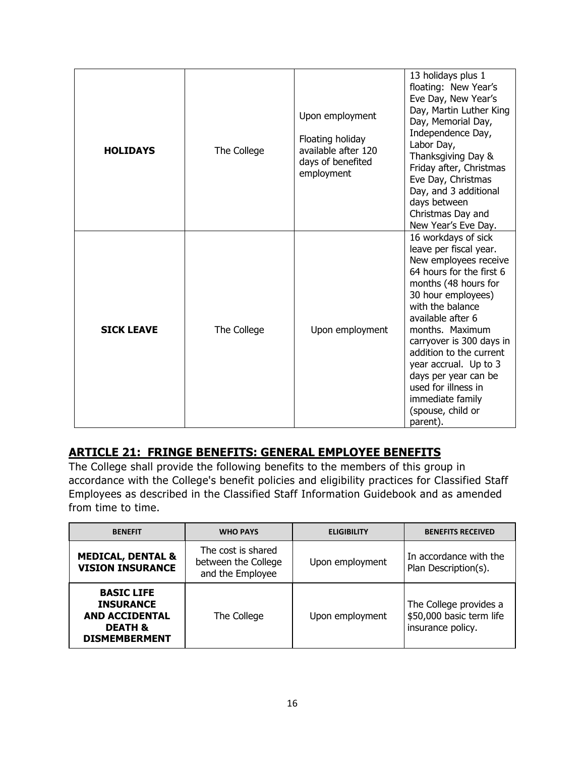| | | | |
|---|---|---|---|
| **HOLIDAYS** | The College | Upon employment<br><br>Floating holiday available after 120 days of benefited employment | 13 holidays plus 1 floating: New Year's Eve Day, New Year's Day, Martin Luther King Day, Memorial Day, Independence Day, Labor Day, Thanksgiving Day & Friday after, Christmas Eve Day, Christmas Day, and 3 additional days between Christmas Day and New Year's Eve Day. |
| **SICK LEAVE** | The College | Upon employment | 16 workdays of sick leave per fiscal year. New employees receive 64 hours for the first 6 months (48 hours for 30 hour employees) with the balance available after 6 months. Maximum carryover is 300 days in addition to the current year accrual. Up to 3 days per year can be used for illness in immediate family (spouse, child or parent). |

## ARTICLE 21: FRINGE BENEFITS: GENERAL EMPLOYEE BENEFITS

The College shall provide the following benefits to the members of this group in accordance with the College's benefit policies and eligibility practices for Classified Staff Employees as described in the Classified Staff Information Guidebook and as amended from time to time.

| BENEFIT | WHO PAYS | ELIGIBILITY | BENEFITS RECEIVED |
|---|---|---|---|
| **MEDICAL, DENTAL & VISION INSURANCE** | The cost is shared between the College and the Employee | Upon employment | In accordance with the Plan Description(s). |
| **BASIC LIFE INSURANCE AND ACCIDENTAL DEATH & DISMEMBERMENT** | The College | Upon employment | The College provides a $50,000 basic term life insurance policy. |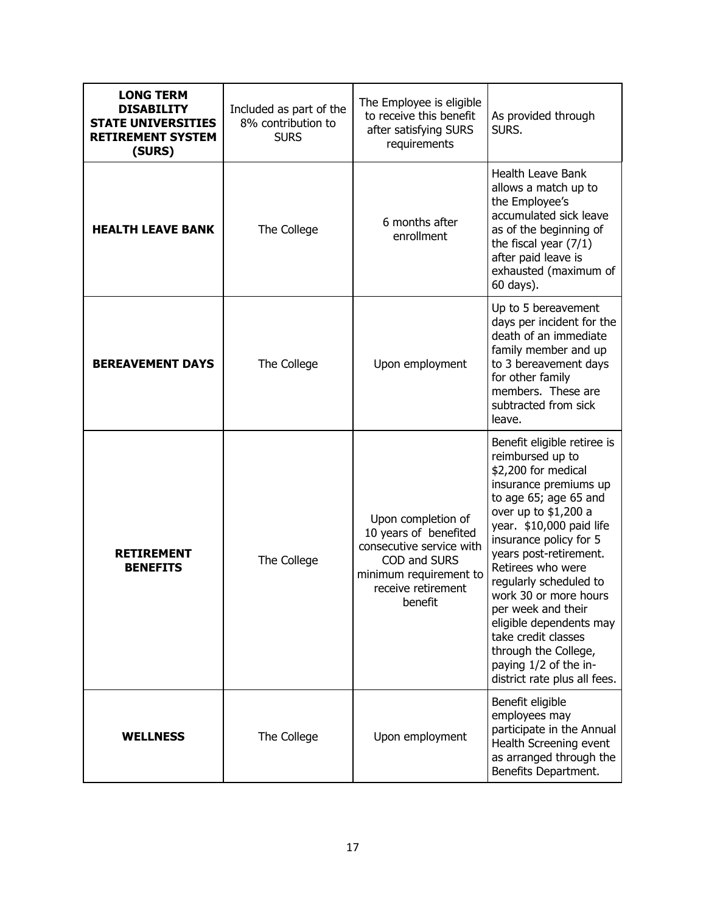| **LONG TERM DISABILITY STATE UNIVERSITIES RETIREMENT SYSTEM (SURS)** | Included as part of the 8% contribution to SURS | The Employee is eligible to receive this benefit after satisfying SURS requirements | As provided through SURS. |
|---|---|---|---|
| **HEALTH LEAVE BANK** | The College | 6 months after enrollment | Health Leave Bank allows a match up to the Employee's accumulated sick leave as of the beginning of the fiscal year (7/1) after paid leave is exhausted (maximum of 60 days). |
| **BEREAVEMENT DAYS** | The College | Upon employment | Up to 5 bereavement days per incident for the death of an immediate family member and up to 3 bereavement days for other family members. These are subtracted from sick leave. |
| **RETIREMENT BENEFITS** | The College | Upon completion of 10 years of benefited consecutive service with COD and SURS minimum requirement to receive retirement benefit | Benefit eligible retiree is reimbursed up to $2,200 for medical insurance premiums up to age 65; age 65 and over up to $1,200 a year. $10,000 paid life insurance policy for 5 years post-retirement. Retirees who were regularly scheduled to work 30 or more hours per week and their eligible dependents may take credit classes through the College, paying 1/2 of the in-district rate plus all fees. |
| **WELLNESS** | The College | Upon employment | Benefit eligible employees may participate in the Annual Health Screening event as arranged through the Benefits Department. |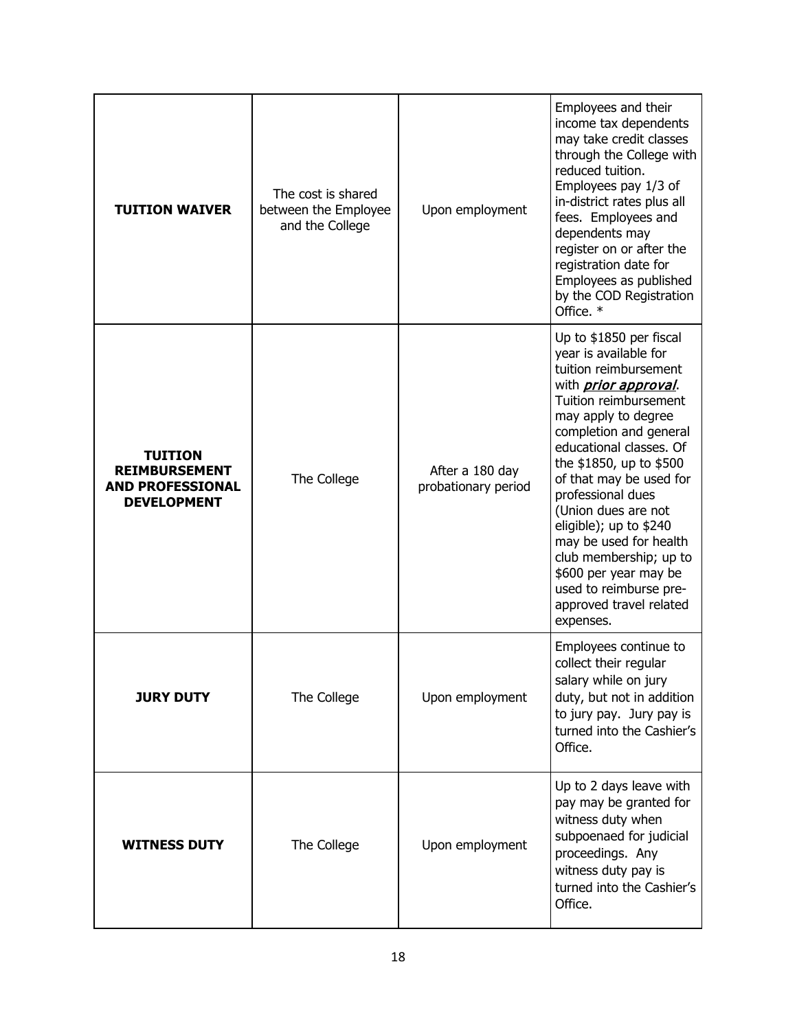| | | | |
|---|---|---|---|
| **TUITION WAIVER** | The cost is shared between the Employee and the College | Upon employment | Employees and their income tax dependents may take credit classes through the College with reduced tuition. Employees pay 1/3 of in-district rates plus all fees. Employees and dependents may register on or after the registration date for Employees as published by the COD Registration Office. * |
| **TUITION REIMBURSEMENT AND PROFESSIONAL DEVELOPMENT** | The College | After a 180 day probationary period | Up to $1850 per fiscal year is available for tuition reimbursement with ***prior approval***. Tuition reimbursement may apply to degree completion and general educational classes. Of the $1850, up to $500 of that may be used for professional dues (Union dues are not eligible); up to $240 may be used for health club membership; up to $600 per year may be used to reimburse pre-approved travel related expenses. |
| **JURY DUTY** | The College | Upon employment | Employees continue to collect their regular salary while on jury duty, but not in addition to jury pay. Jury pay is turned into the Cashier's Office. |
| **WITNESS DUTY** | The College | Upon employment | Up to 2 days leave with pay may be granted for witness duty when subpoenaed for judicial proceedings. Any witness duty pay is turned into the Cashier's Office. |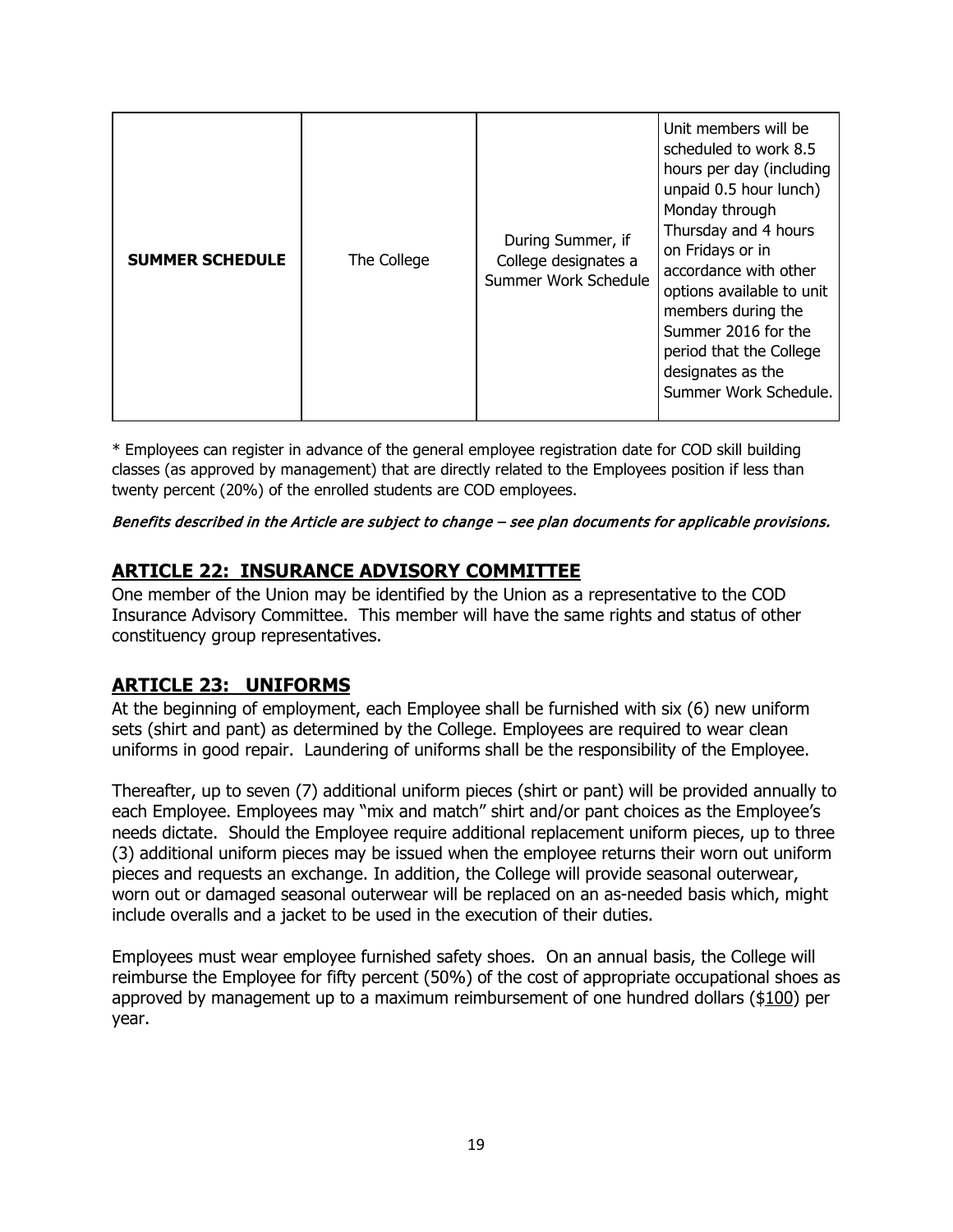| SUMMER SCHEDULE | The College | During Summer, if College designates a Summer Work Schedule | Unit members will be scheduled to work 8.5 hours per day (including unpaid 0.5 hour lunch) Monday through Thursday and 4 hours on Fridays or in accordance with other options available to unit members during the Summer 2016 for the period that the College designates as the Summer Work Schedule. |
|---|---|---|---|

* Employees can register in advance of the general employee registration date for COD skill building classes (as approved by management) that are directly related to the Employees position if less than twenty percent (20%) of the enrolled students are COD employees.

*Benefits described in the Article are subject to change – see plan documents for applicable provisions.*

## ARTICLE 22: INSURANCE ADVISORY COMMITTEE

One member of the Union may be identified by the Union as a representative to the COD Insurance Advisory Committee. This member will have the same rights and status of other constituency group representatives.

## ARTICLE 23: UNIFORMS

At the beginning of employment, each Employee shall be furnished with six (6) new uniform sets (shirt and pant) as determined by the College. Employees are required to wear clean uniforms in good repair. Laundering of uniforms shall be the responsibility of the Employee.

Thereafter, up to seven (7) additional uniform pieces (shirt or pant) will be provided annually to each Employee. Employees may "mix and match" shirt and/or pant choices as the Employee's needs dictate. Should the Employee require additional replacement uniform pieces, up to three (3) additional uniform pieces may be issued when the employee returns their worn out uniform pieces and requests an exchange. In addition, the College will provide seasonal outerwear, worn out or damaged seasonal outerwear will be replaced on an as-needed basis which, might include overalls and a jacket to be used in the execution of their duties.

Employees must wear employee furnished safety shoes. On an annual basis, the College will reimburse the Employee for fifty percent (50%) of the cost of appropriate occupational shoes as approved by management up to a maximum reimbursement of one hundred dollars ($100) per year.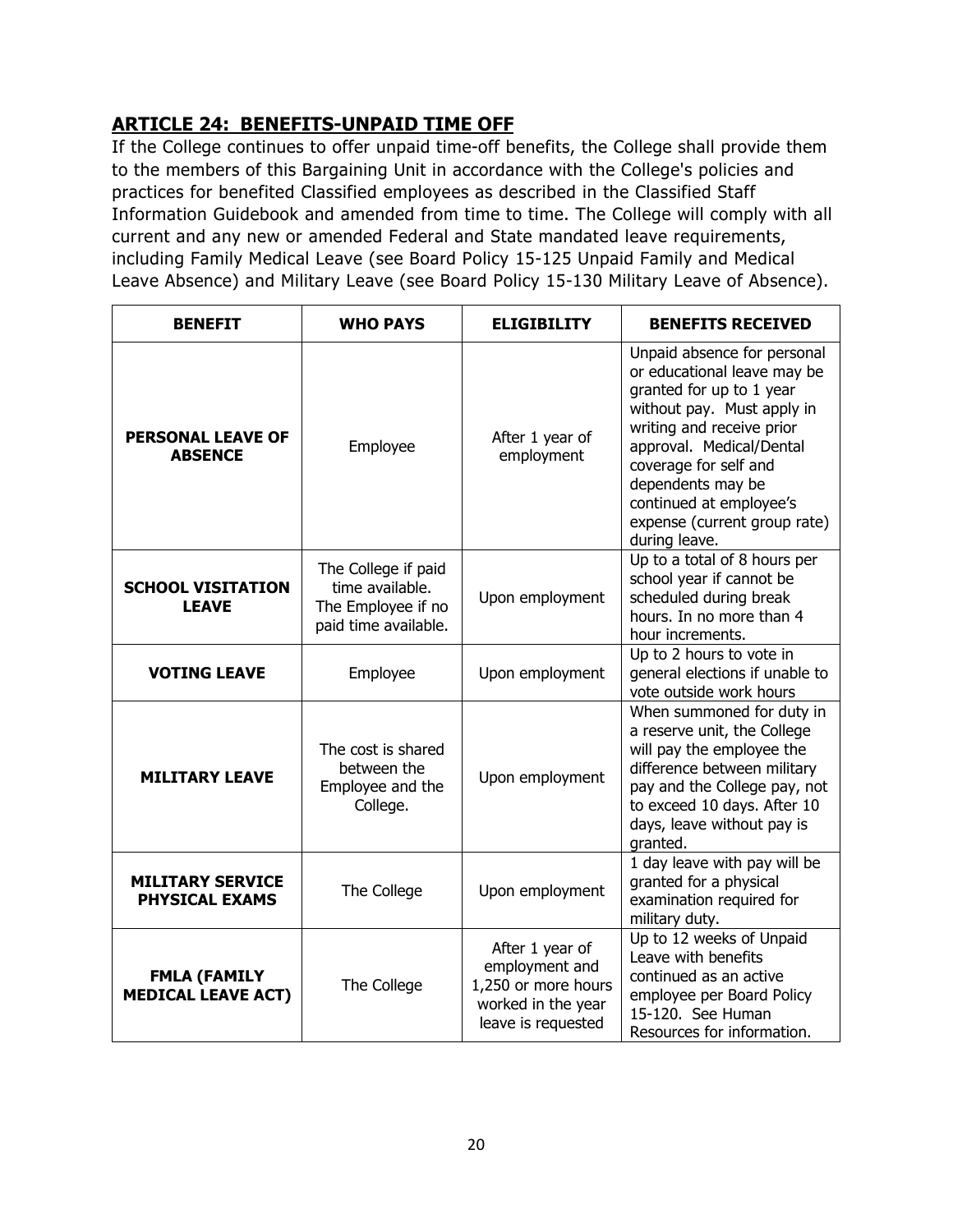## ARTICLE 24: BENEFITS-UNPAID TIME OFF

If the College continues to offer unpaid time-off benefits, the College shall provide them to the members of this Bargaining Unit in accordance with the College's policies and practices for benefited Classified employees as described in the Classified Staff Information Guidebook and amended from time to time. The College will comply with all current and any new or amended Federal and State mandated leave requirements, including Family Medical Leave (see Board Policy 15-125 Unpaid Family and Medical Leave Absence) and Military Leave (see Board Policy 15-130 Military Leave of Absence).

| BENEFIT | WHO PAYS | ELIGIBILITY | BENEFITS RECEIVED |
|---|---|---|---|
| **PERSONAL LEAVE OF ABSENCE** | Employee | After 1 year of employment | Unpaid absence for personal or educational leave may be granted for up to 1 year without pay. Must apply in writing and receive prior approval. Medical/Dental coverage for self and dependents may be continued at employee's expense (current group rate) during leave. |
| **SCHOOL VISITATION LEAVE** | The College if paid time available. The Employee if no paid time available. | Upon employment | Up to a total of 8 hours per school year if cannot be scheduled during break hours. In no more than 4 hour increments. |
| **VOTING LEAVE** | Employee | Upon employment | Up to 2 hours to vote in general elections if unable to vote outside work hours |
| **MILITARY LEAVE** | The cost is shared between the Employee and the College. | Upon employment | When summoned for duty in a reserve unit, the College will pay the employee the difference between military pay and the College pay, not to exceed 10 days. After 10 days, leave without pay is granted. |
| **MILITARY SERVICE PHYSICAL EXAMS** | The College | Upon employment | 1 day leave with pay will be granted for a physical examination required for military duty. |
| **FMLA (FAMILY MEDICAL LEAVE ACT)** | The College | After 1 year of employment and 1,250 or more hours worked in the year leave is requested | Up to 12 weeks of Unpaid Leave with benefits continued as an active employee per Board Policy 15-120. See Human Resources for information. |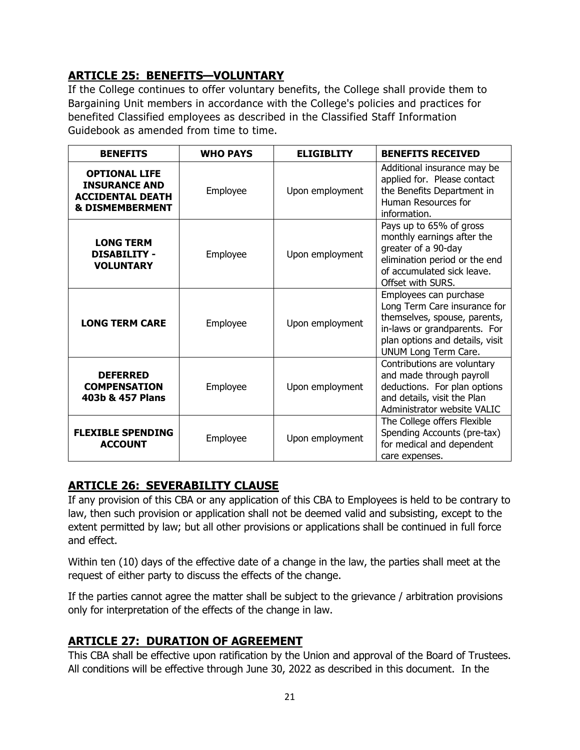## ARTICLE 25: BENEFITS—VOLUNTARY

If the College continues to offer voluntary benefits, the College shall provide them to Bargaining Unit members in accordance with the College's policies and practices for benefited Classified employees as described in the Classified Staff Information Guidebook as amended from time to time.

| BENEFITS | WHO PAYS | ELIGIBLITY | BENEFITS RECEIVED |
|---|---|---|---|
| **OPTIONAL LIFE INSURANCE AND ACCIDENTAL DEATH & DISMEMBERMENT** | Employee | Upon employment | Additional insurance may be applied for. Please contact the Benefits Department in Human Resources for information. |
| **LONG TERM DISABILITY - VOLUNTARY** | Employee | Upon employment | Pays up to 65% of gross monthly earnings after the greater of a 90-day elimination period or the end of accumulated sick leave. Offset with SURS. |
| **LONG TERM CARE** | Employee | Upon employment | Employees can purchase Long Term Care insurance for themselves, spouse, parents, in-laws or grandparents. For plan options and details, visit UNUM Long Term Care. |
| **DEFERRED COMPENSATION 403b & 457 Plans** | Employee | Upon employment | Contributions are voluntary and made through payroll deductions. For plan options and details, visit the Plan Administrator website VALIC |
| **FLEXIBLE SPENDING ACCOUNT** | Employee | Upon employment | The College offers Flexible Spending Accounts (pre-tax) for medical and dependent care expenses. |

## ARTICLE 26: SEVERABILITY CLAUSE

If any provision of this CBA or any application of this CBA to Employees is held to be contrary to law, then such provision or application shall not be deemed valid and subsisting, except to the extent permitted by law; but all other provisions or applications shall be continued in full force and effect.

Within ten (10) days of the effective date of a change in the law, the parties shall meet at the request of either party to discuss the effects of the change.

If the parties cannot agree the matter shall be subject to the grievance / arbitration provisions only for interpretation of the effects of the change in law.

## ARTICLE 27: DURATION OF AGREEMENT

This CBA shall be effective upon ratification by the Union and approval of the Board of Trustees. All conditions will be effective through June 30, 2022 as described in this document. In the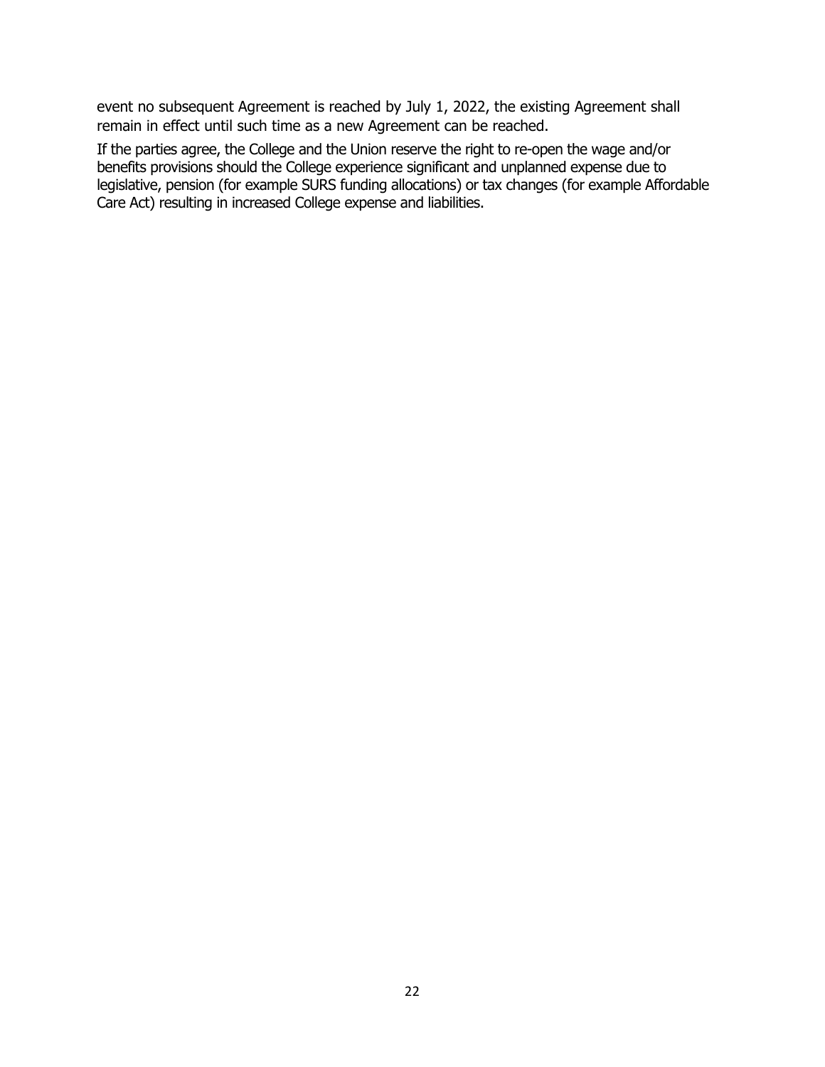event no subsequent Agreement is reached by July 1, 2022, the existing Agreement shall remain in effect until such time as a new Agreement can be reached.

If the parties agree, the College and the Union reserve the right to re-open the wage and/or benefits provisions should the College experience significant and unplanned expense due to legislative, pension (for example SURS funding allocations) or tax changes (for example Affordable Care Act) resulting in increased College expense and liabilities.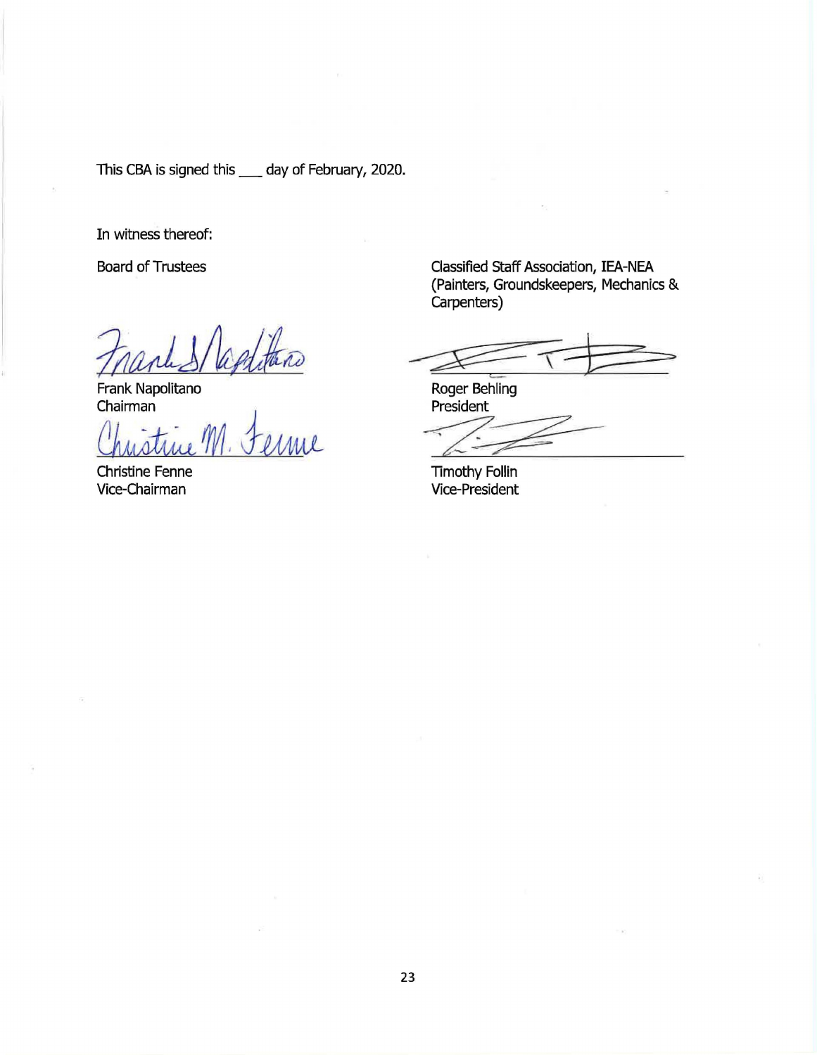This CBA is signed this ___ day of February, 2020.

In witness thereof:

Board of Trustees

Frank Napolitano
Chairman

Christine Fenne
Vice-Chairman

Classified Staff Association, IEA-NEA
(Painters, Groundskeepers, Mechanics & Carpenters)

Roger Behling
President

Timothy Follin
Vice-President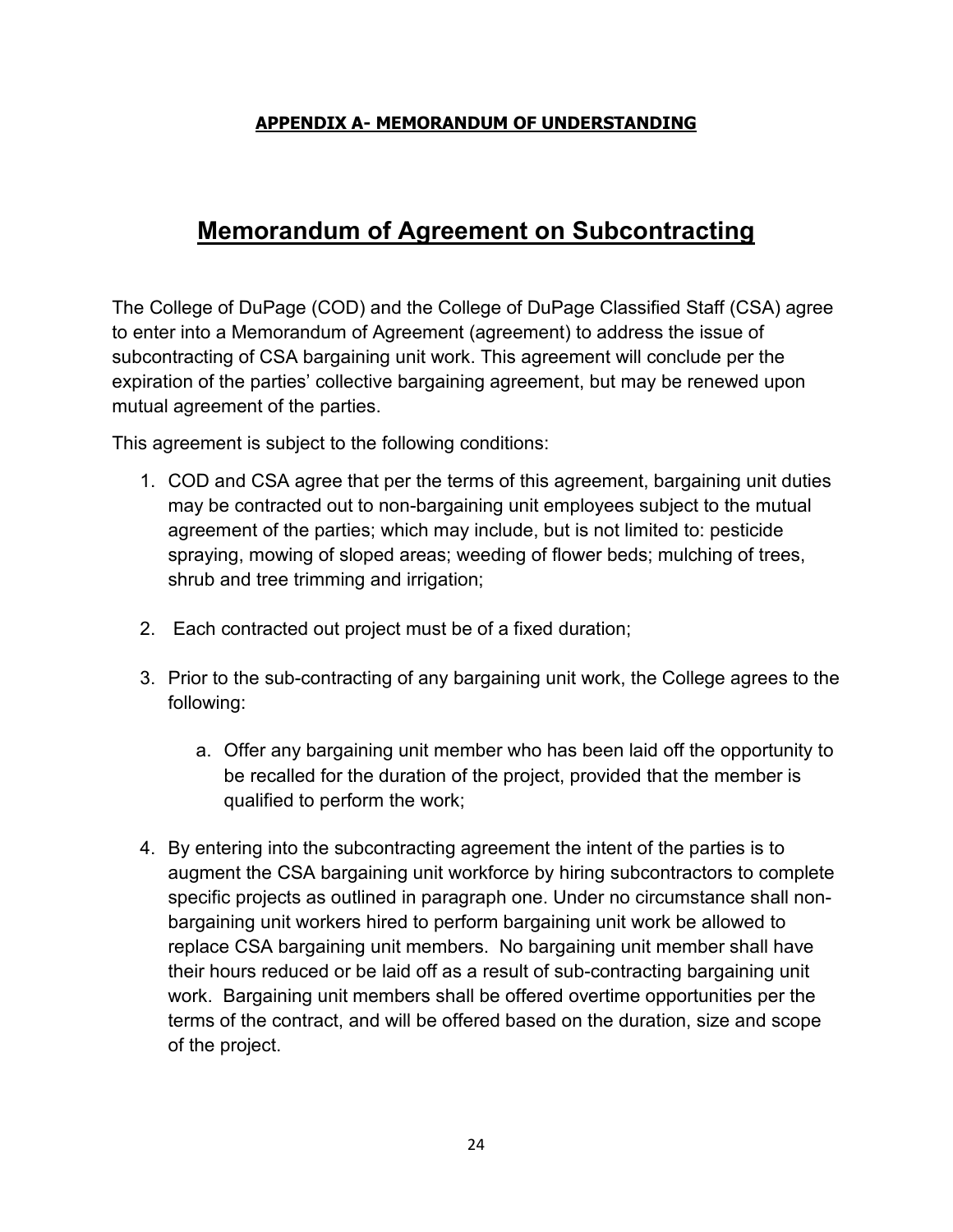## **APPENDIX A- MEMORANDUM OF UNDERSTANDING**

# Memorandum of Agreement on Subcontracting

The College of DuPage (COD) and the College of DuPage Classified Staff (CSA) agree to enter into a Memorandum of Agreement (agreement) to address the issue of subcontracting of CSA bargaining unit work. This agreement will conclude per the expiration of the parties' collective bargaining agreement, but may be renewed upon mutual agreement of the parties.

This agreement is subject to the following conditions:

1. COD and CSA agree that per the terms of this agreement, bargaining unit duties may be contracted out to non-bargaining unit employees subject to the mutual agreement of the parties; which may include, but is not limited to: pesticide spraying, mowing of sloped areas; weeding of flower beds; mulching of trees, shrub and tree trimming and irrigation;

2. Each contracted out project must be of a fixed duration;

3. Prior to the sub-contracting of any bargaining unit work, the College agrees to the following:

   a. Offer any bargaining unit member who has been laid off the opportunity to be recalled for the duration of the project, provided that the member is qualified to perform the work;

4. By entering into the subcontracting agreement the intent of the parties is to augment the CSA bargaining unit workforce by hiring subcontractors to complete specific projects as outlined in paragraph one. Under no circumstance shall non-bargaining unit workers hired to perform bargaining unit work be allowed to replace CSA bargaining unit members. No bargaining unit member shall have their hours reduced or be laid off as a result of sub-contracting bargaining unit work. Bargaining unit members shall be offered overtime opportunities per the terms of the contract, and will be offered based on the duration, size and scope of the project.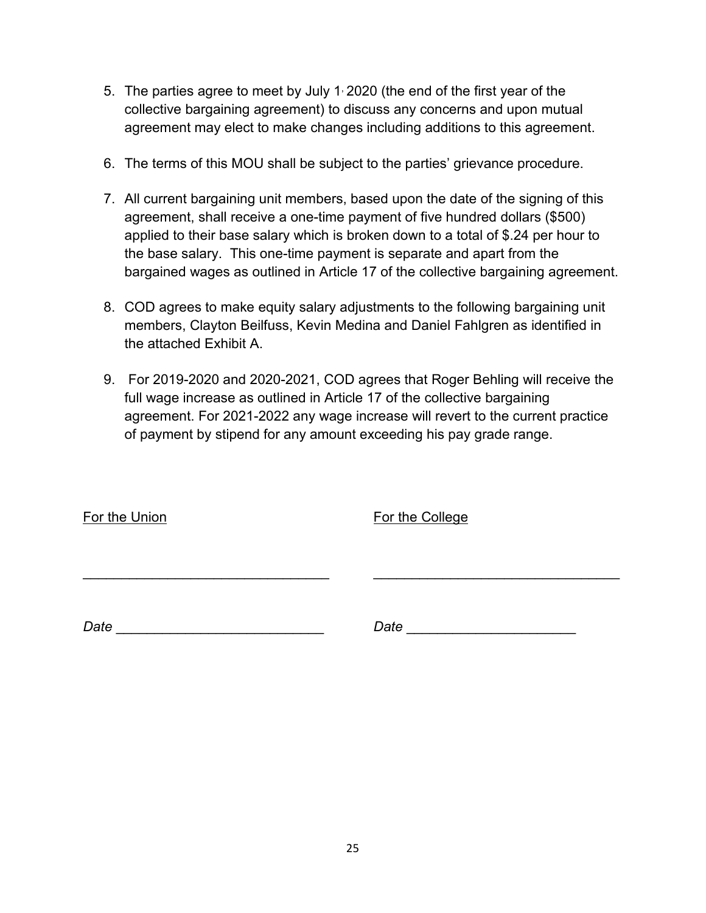5. The parties agree to meet by July 1, 2020 (the end of the first year of the collective bargaining agreement) to discuss any concerns and upon mutual agreement may elect to make changes including additions to this agreement.

6. The terms of this MOU shall be subject to the parties' grievance procedure.

7. All current bargaining unit members, based upon the date of the signing of this agreement, shall receive a one-time payment of five hundred dollars ($500) applied to their base salary which is broken down to a total of $.24 per hour to the base salary. This one-time payment is separate and apart from the bargained wages as outlined in Article 17 of the collective bargaining agreement.

8. COD agrees to make equity salary adjustments to the following bargaining unit members, Clayton Beilfuss, Kevin Medina and Daniel Fahlgren as identified in the attached Exhibit A.

9. For 2019-2020 and 2020-2021, COD agrees that Roger Behling will receive the full wage increase as outlined in Article 17 of the collective bargaining agreement. For 2021-2022 any wage increase will revert to the current practice of payment by stipend for any amount exceeding his pay grade range.

| For the Union | For the College |
| --- | --- |
| ________________________________ | ________________________________ |
| *Date* ___________________________ | *Date* _____________________ |